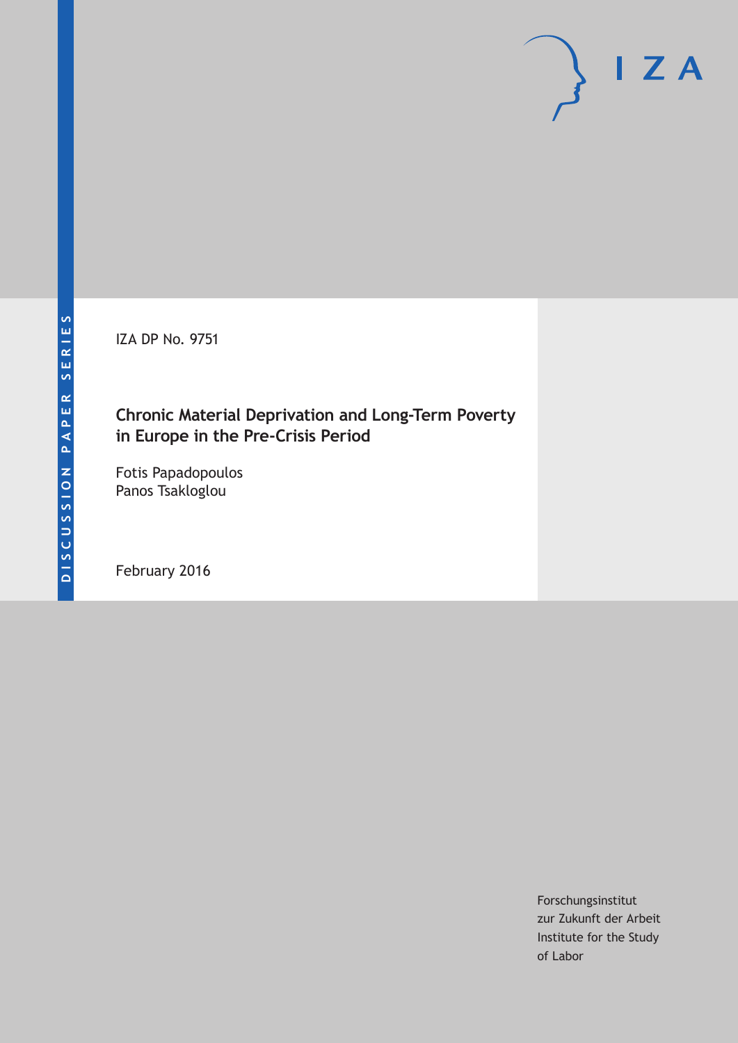DISCUSSION PAPER SERIES

IZA

IZA DP No. 9751

# Chronic Material Deprivation and Long-Term Poverty in Europe in the Pre-Crisis Period

Fotis Papadopoulos
Panos Tsakloglou

February 2016

Forschungsinstitut
zur Zukunft der Arbeit
Institute for the Study
of Labor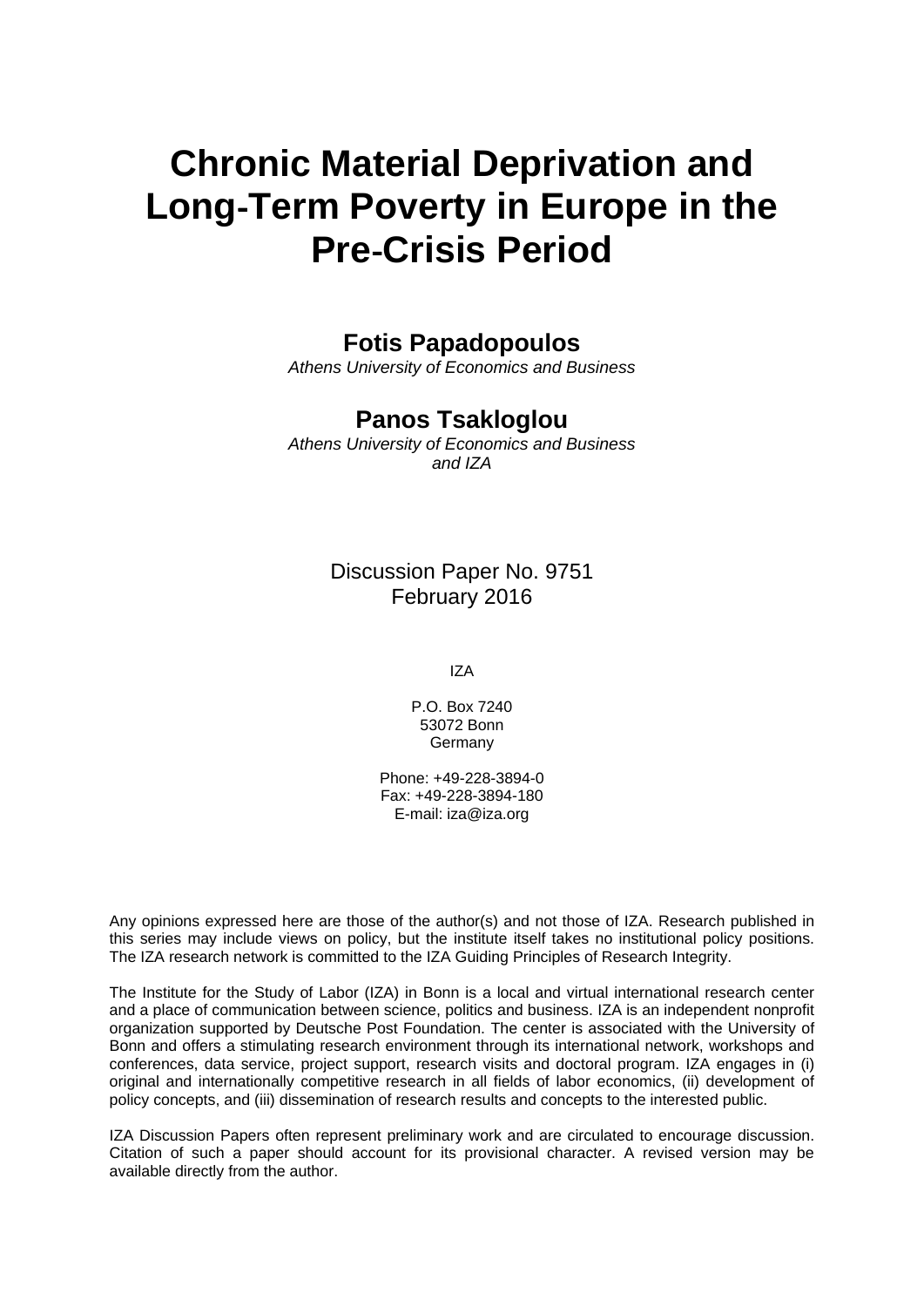# Chronic Material Deprivation and Long-Term Poverty in Europe in the Pre-Crisis Period

**Fotis Papadopoulos**
*Athens University of Economics and Business*

**Panos Tsakloglou**
*Athens University of Economics and Business and IZA*

Discussion Paper No. 9751
February 2016

IZA

P.O. Box 7240
53072 Bonn
Germany

Phone: +49-228-3894-0
Fax: +49-228-3894-180
E-mail: iza@iza.org

Any opinions expressed here are those of the author(s) and not those of IZA. Research published in this series may include views on policy, but the institute itself takes no institutional policy positions. The IZA research network is committed to the IZA Guiding Principles of Research Integrity.

The Institute for the Study of Labor (IZA) in Bonn is a local and virtual international research center and a place of communication between science, politics and business. IZA is an independent nonprofit organization supported by Deutsche Post Foundation. The center is associated with the University of Bonn and offers a stimulating research environment through its international network, workshops and conferences, data service, project support, research visits and doctoral program. IZA engages in (i) original and internationally competitive research in all fields of labor economics, (ii) development of policy concepts, and (iii) dissemination of research results and concepts to the interested public.

IZA Discussion Papers often represent preliminary work and are circulated to encourage discussion. Citation of such a paper should account for its provisional character. A revised version may be available directly from the author.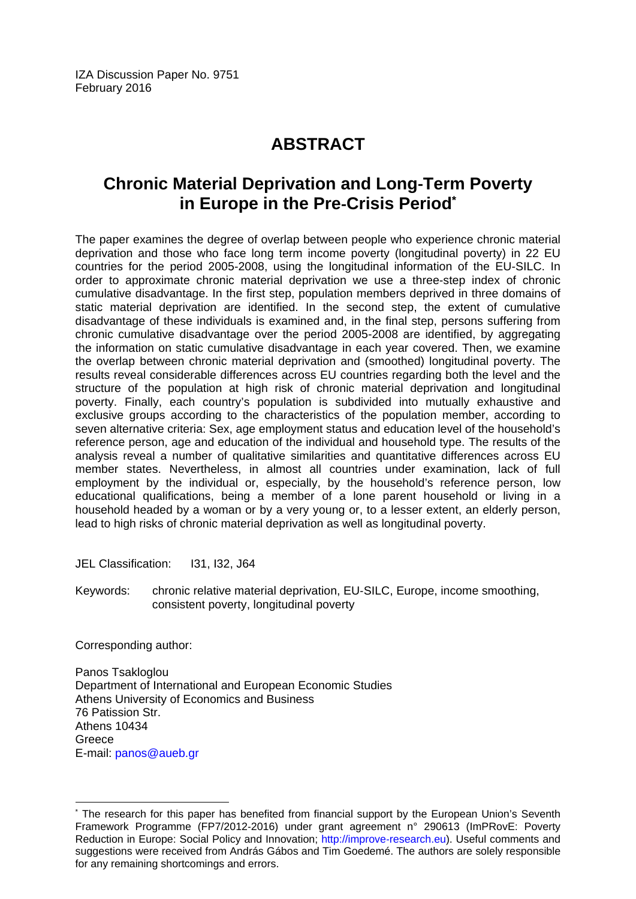IZA Discussion Paper No. 9751
February 2016

# ABSTRACT

## Chronic Material Deprivation and Long-Term Poverty in Europe in the Pre-Crisis Period*

The paper examines the degree of overlap between people who experience chronic material deprivation and those who face long term income poverty (longitudinal poverty) in 22 EU countries for the period 2005-2008, using the longitudinal information of the EU-SILC. In order to approximate chronic material deprivation we use a three-step index of chronic cumulative disadvantage. In the first step, population members deprived in three domains of static material deprivation are identified. In the second step, the extent of cumulative disadvantage of these individuals is examined and, in the final step, persons suffering from chronic cumulative disadvantage over the period 2005-2008 are identified, by aggregating the information on static cumulative disadvantage in each year covered. Then, we examine the overlap between chronic material deprivation and (smoothed) longitudinal poverty. The results reveal considerable differences across EU countries regarding both the level and the structure of the population at high risk of chronic material deprivation and longitudinal poverty. Finally, each country's population is subdivided into mutually exhaustive and exclusive groups according to the characteristics of the population member, according to seven alternative criteria: Sex, age employment status and education level of the household's reference person, age and education of the individual and household type. The results of the analysis reveal a number of qualitative similarities and quantitative differences across EU member states. Nevertheless, in almost all countries under examination, lack of full employment by the individual or, especially, by the household's reference person, low educational qualifications, being a member of a lone parent household or living in a household headed by a woman or by a very young or, to a lesser extent, an elderly person, lead to high risks of chronic material deprivation as well as longitudinal poverty.

JEL Classification: I31, I32, J64

Keywords: chronic relative material deprivation, EU-SILC, Europe, income smoothing, consistent poverty, longitudinal poverty

Corresponding author:

Panos Tsakloglou
Department of International and European Economic Studies
Athens University of Economics and Business
76 Patission Str.
Athens 10434
Greece
E-mail: panos@aueb.gr

---

* The research for this paper has benefited from financial support by the European Union's Seventh Framework Programme (FP7/2012-2016) under grant agreement n° 290613 (ImPRovE: Poverty Reduction in Europe: Social Policy and Innovation; http://improve-research.eu). Useful comments and suggestions were received from András Gábos and Tim Goedemé. The authors are solely responsible for any remaining shortcomings and errors.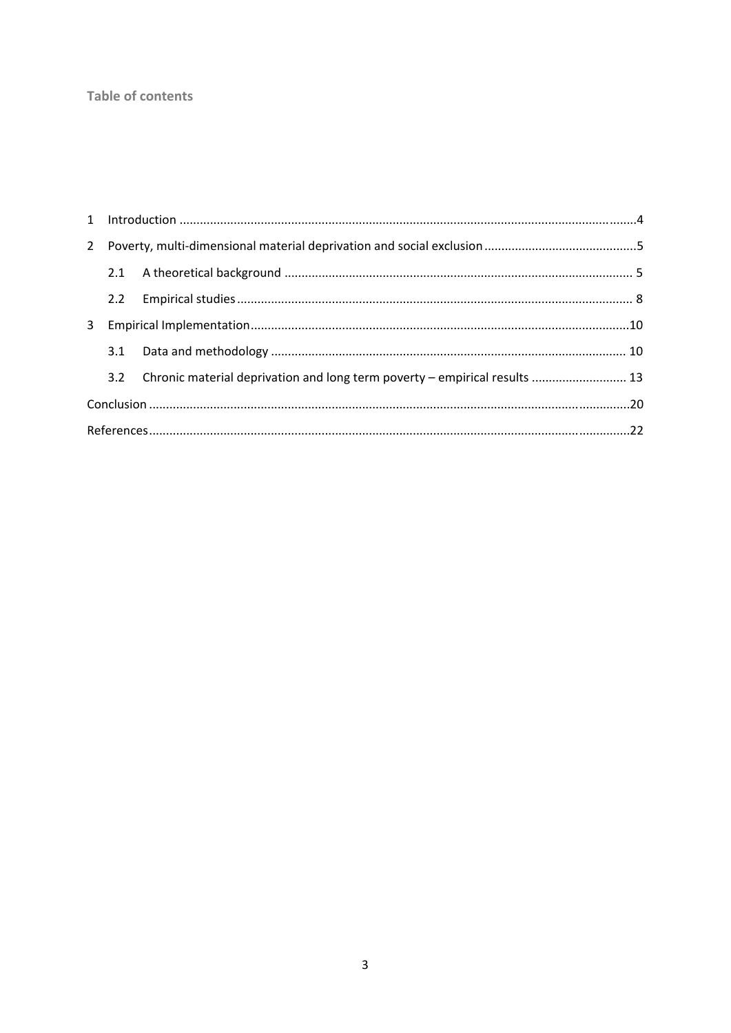# Table of contents

1 Introduction ....................................................................................................................................4

2 Poverty, multi-dimensional material deprivation and social exclusion ............................................5

- 2.1 A theoretical background ..................................................................................................... 5
- 2.2 Empirical studies .................................................................................................................. 8

3 Empirical Implementation ..............................................................................................................10

- 3.1 Data and methodology ........................................................................................................ 10
- 3.2 Chronic material deprivation and long term poverty – empirical results ........................... 13

Conclusion ..........................................................................................................................................20

References ..........................................................................................................................................22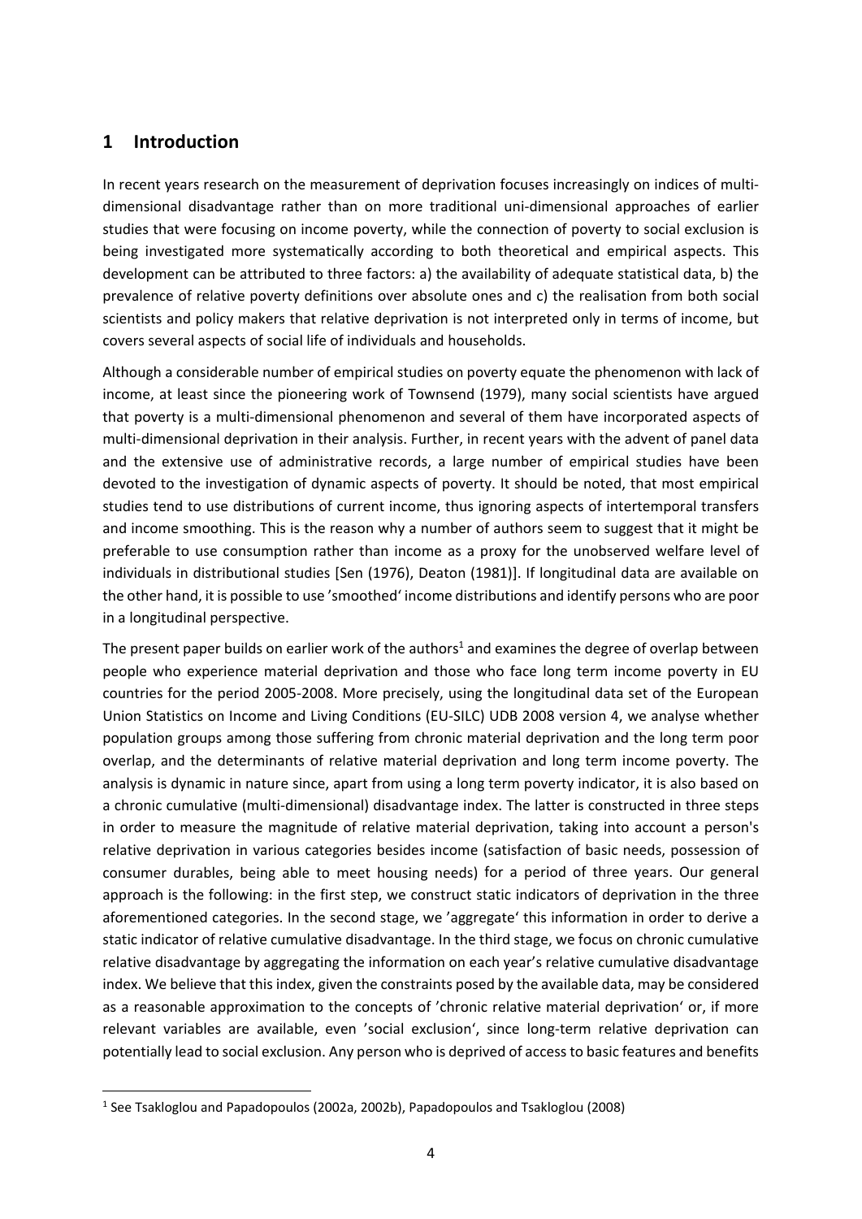## 1 Introduction

In recent years research on the measurement of deprivation focuses increasingly on indices of multi-dimensional disadvantage rather than on more traditional uni-dimensional approaches of earlier studies that were focusing on income poverty, while the connection of poverty to social exclusion is being investigated more systematically according to both theoretical and empirical aspects. This development can be attributed to three factors: a) the availability of adequate statistical data, b) the prevalence of relative poverty definitions over absolute ones and c) the realisation from both social scientists and policy makers that relative deprivation is not interpreted only in terms of income, but covers several aspects of social life of individuals and households.

Although a considerable number of empirical studies on poverty equate the phenomenon with lack of income, at least since the pioneering work of Townsend (1979), many social scientists have argued that poverty is a multi-dimensional phenomenon and several of them have incorporated aspects of multi-dimensional deprivation in their analysis. Further, in recent years with the advent of panel data and the extensive use of administrative records, a large number of empirical studies have been devoted to the investigation of dynamic aspects of poverty. It should be noted, that most empirical studies tend to use distributions of current income, thus ignoring aspects of intertemporal transfers and income smoothing. This is the reason why a number of authors seem to suggest that it might be preferable to use consumption rather than income as a proxy for the unobserved welfare level of individuals in distributional studies [Sen (1976), Deaton (1981)]. If longitudinal data are available on the other hand, it is possible to use 'smoothed' income distributions and identify persons who are poor in a longitudinal perspective.

The present paper builds on earlier work of the authors[1] and examines the degree of overlap between people who experience material deprivation and those who face long term income poverty in EU countries for the period 2005-2008. More precisely, using the longitudinal data set of the European Union Statistics on Income and Living Conditions (EU-SILC) UDB 2008 version 4, we analyse whether population groups among those suffering from chronic material deprivation and the long term poor overlap, and the determinants of relative material deprivation and long term income poverty. The analysis is dynamic in nature since, apart from using a long term poverty indicator, it is also based on a chronic cumulative (multi-dimensional) disadvantage index. The latter is constructed in three steps in order to measure the magnitude of relative material deprivation, taking into account a person's relative deprivation in various categories besides income (satisfaction of basic needs, possession of consumer durables, being able to meet housing needs) for a period of three years. Our general approach is the following: in the first step, we construct static indicators of deprivation in the three aforementioned categories. In the second stage, we 'aggregate' this information in order to derive a static indicator of relative cumulative disadvantage. In the third stage, we focus on chronic cumulative relative disadvantage by aggregating the information on each year's relative cumulative disadvantage index. We believe that this index, given the constraints posed by the available data, may be considered as a reasonable approximation to the concepts of 'chronic relative material deprivation' or, if more relevant variables are available, even 'social exclusion', since long-term relative deprivation can potentially lead to social exclusion. Any person who is deprived of access to basic features and benefits

[1] See Tsakloglou and Papadopoulos (2002a, 2002b), Papadopoulos and Tsakloglou (2008)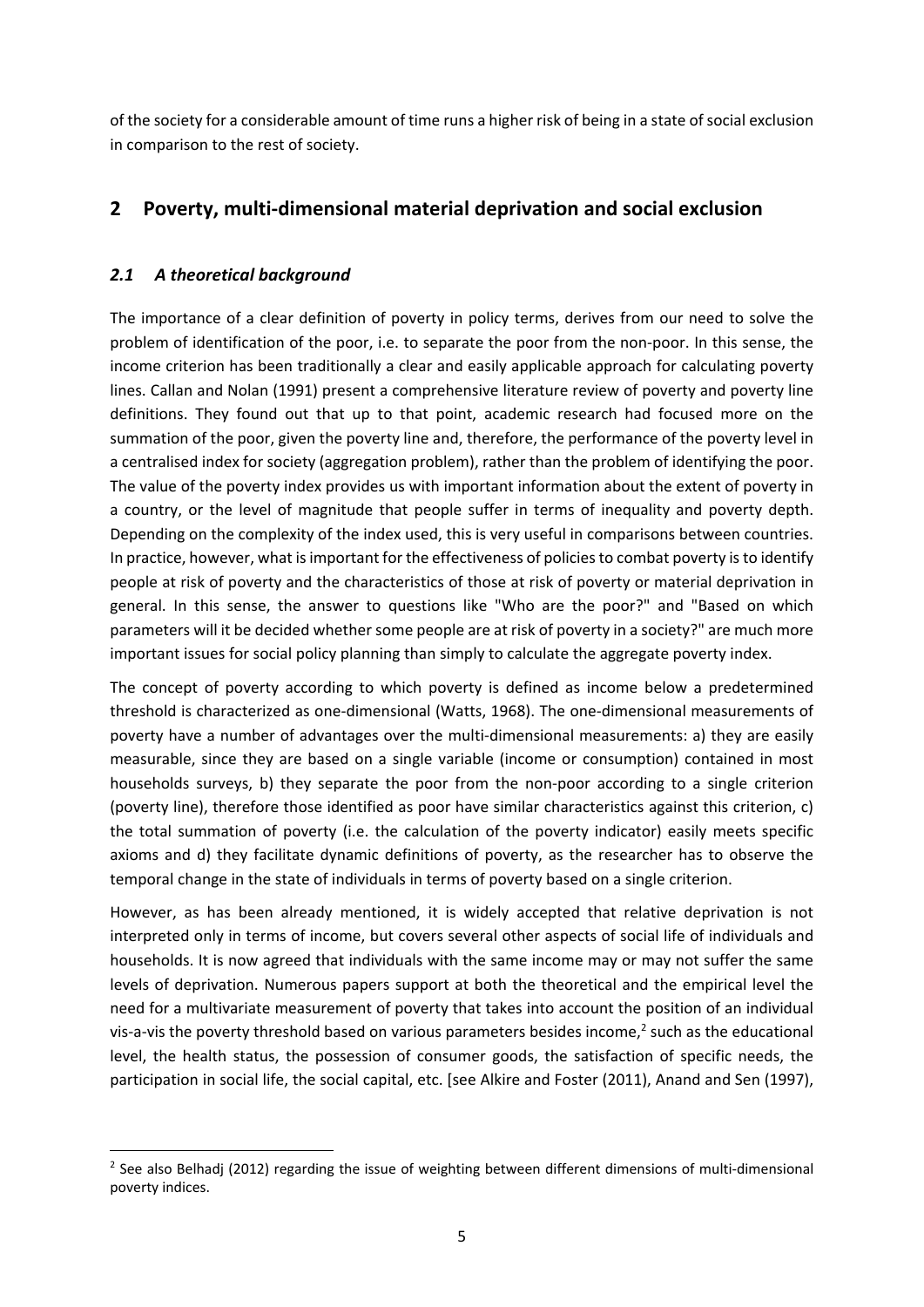of the society for a considerable amount of time runs a higher risk of being in a state of social exclusion in comparison to the rest of society.

## 2 Poverty, multi-dimensional material deprivation and social exclusion

### *2.1 A theoretical background*

The importance of a clear definition of poverty in policy terms, derives from our need to solve the problem of identification of the poor, i.e. to separate the poor from the non-poor. In this sense, the income criterion has been traditionally a clear and easily applicable approach for calculating poverty lines. Callan and Nolan (1991) present a comprehensive literature review of poverty and poverty line definitions. They found out that up to that point, academic research had focused more on the summation of the poor, given the poverty line and, therefore, the performance of the poverty level in a centralised index for society (aggregation problem), rather than the problem of identifying the poor. The value of the poverty index provides us with important information about the extent of poverty in a country, or the level of magnitude that people suffer in terms of inequality and poverty depth. Depending on the complexity of the index used, this is very useful in comparisons between countries. In practice, however, what is important for the effectiveness of policies to combat poverty is to identify people at risk of poverty and the characteristics of those at risk of poverty or material deprivation in general. In this sense, the answer to questions like "Who are the poor?" and "Based on which parameters will it be decided whether some people are at risk of poverty in a society?" are much more important issues for social policy planning than simply to calculate the aggregate poverty index.

The concept of poverty according to which poverty is defined as income below a predetermined threshold is characterized as one-dimensional (Watts, 1968). The one-dimensional measurements of poverty have a number of advantages over the multi-dimensional measurements: a) they are easily measurable, since they are based on a single variable (income or consumption) contained in most households surveys, b) they separate the poor from the non-poor according to a single criterion (poverty line), therefore those identified as poor have similar characteristics against this criterion, c) the total summation of poverty (i.e. the calculation of the poverty indicator) easily meets specific axioms and d) they facilitate dynamic definitions of poverty, as the researcher has to observe the temporal change in the state of individuals in terms of poverty based on a single criterion.

However, as has been already mentioned, it is widely accepted that relative deprivation is not interpreted only in terms of income, but covers several other aspects of social life of individuals and households. It is now agreed that individuals with the same income may or may not suffer the same levels of deprivation. Numerous papers support at both the theoretical and the empirical level the need for a multivariate measurement of poverty that takes into account the position of an individual vis-a-vis the poverty threshold based on various parameters besides income,[2] such as the educational level, the health status, the possession of consumer goods, the satisfaction of specific needs, the participation in social life, the social capital, etc. [see Alkire and Foster (2011), Anand and Sen (1997),

---

[2] See also Belhadj (2012) regarding the issue of weighting between different dimensions of multi-dimensional poverty indices.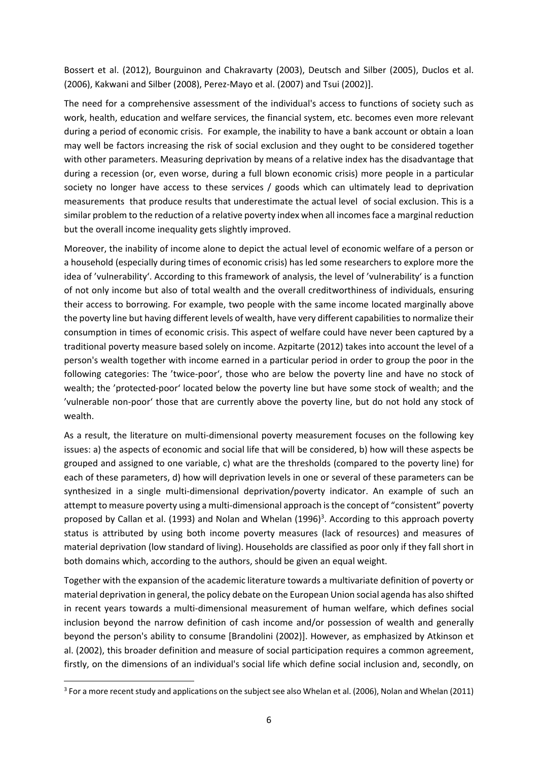Bossert et al. (2012), Bourguinon and Chakravarty (2003), Deutsch and Silber (2005), Duclos et al. (2006), Kakwani and Silber (2008), Perez-Mayo et al. (2007) and Tsui (2002)].

The need for a comprehensive assessment of the individual's access to functions of society such as work, health, education and welfare services, the financial system, etc. becomes even more relevant during a period of economic crisis. For example, the inability to have a bank account or obtain a loan may well be factors increasing the risk of social exclusion and they ought to be considered together with other parameters. Measuring deprivation by means of a relative index has the disadvantage that during a recession (or, even worse, during a full blown economic crisis) more people in a particular society no longer have access to these services / goods which can ultimately lead to deprivation measurements that produce results that underestimate the actual level of social exclusion. This is a similar problem to the reduction of a relative poverty index when all incomes face a marginal reduction but the overall income inequality gets slightly improved.

Moreover, the inability of income alone to depict the actual level of economic welfare of a person or a household (especially during times of economic crisis) has led some researchers to explore more the idea of 'vulnerability'. According to this framework of analysis, the level of 'vulnerability' is a function of not only income but also of total wealth and the overall creditworthiness of individuals, ensuring their access to borrowing. For example, two people with the same income located marginally above the poverty line but having different levels of wealth, have very different capabilities to normalize their consumption in times of economic crisis. This aspect of welfare could have never been captured by a traditional poverty measure based solely on income. Azpitarte (2012) takes into account the level of a person's wealth together with income earned in a particular period in order to group the poor in the following categories: The 'twice-poor', those who are below the poverty line and have no stock of wealth; the 'protected-poor' located below the poverty line but have some stock of wealth; and the 'vulnerable non-poor' those that are currently above the poverty line, but do not hold any stock of wealth.

As a result, the literature on multi-dimensional poverty measurement focuses on the following key issues: a) the aspects of economic and social life that will be considered, b) how will these aspects be grouped and assigned to one variable, c) what are the thresholds (compared to the poverty line) for each of these parameters, d) how will deprivation levels in one or several of these parameters can be synthesized in a single multi-dimensional deprivation/poverty indicator. An example of such an attempt to measure poverty using a multi-dimensional approach is the concept of "consistent" poverty proposed by Callan et al. (1993) and Nolan and Whelan (1996)[3]. According to this approach poverty status is attributed by using both income poverty measures (lack of resources) and measures of material deprivation (low standard of living). Households are classified as poor only if they fall short in both domains which, according to the authors, should be given an equal weight.

Together with the expansion of the academic literature towards a multivariate definition of poverty or material deprivation in general, the policy debate on the European Union social agenda has also shifted in recent years towards a multi-dimensional measurement of human welfare, which defines social inclusion beyond the narrow definition of cash income and/or possession of wealth and generally beyond the person's ability to consume [Brandolini (2002)]. However, as emphasized by Atkinson et al. (2002), this broader definition and measure of social participation requires a common agreement, firstly, on the dimensions of an individual's social life which define social inclusion and, secondly, on

[3] For a more recent study and applications on the subject see also Whelan et al. (2006), Nolan and Whelan (2011)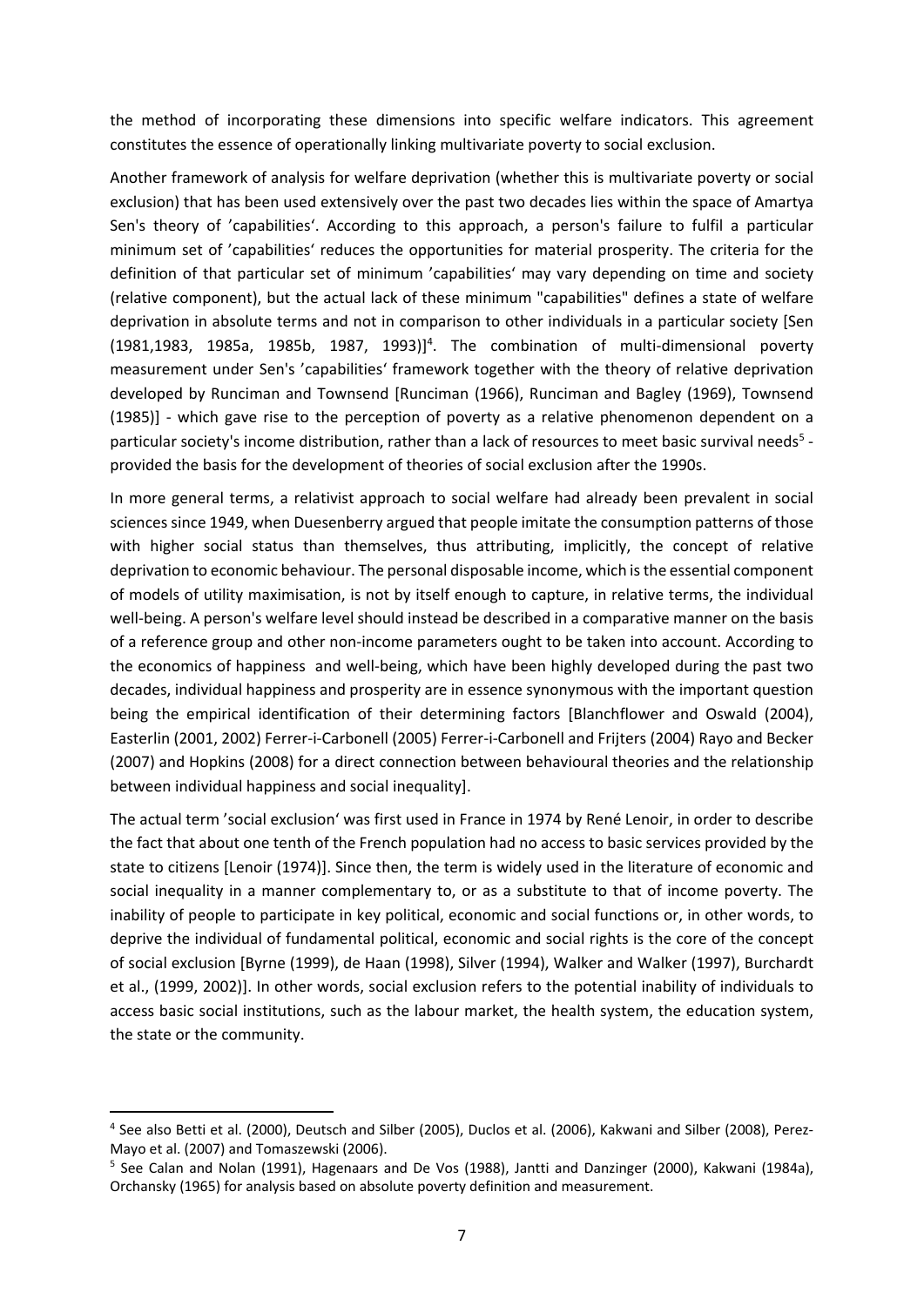the method of incorporating these dimensions into specific welfare indicators. This agreement constitutes the essence of operationally linking multivariate poverty to social exclusion.

Another framework of analysis for welfare deprivation (whether this is multivariate poverty or social exclusion) that has been used extensively over the past two decades lies within the space of Amartya Sen's theory of 'capabilities'. According to this approach, a person's failure to fulfil a particular minimum set of 'capabilities' reduces the opportunities for material prosperity. The criteria for the definition of that particular set of minimum 'capabilities' may vary depending on time and society (relative component), but the actual lack of these minimum "capabilities" defines a state of welfare deprivation in absolute terms and not in comparison to other individuals in a particular society [Sen (1981,1983, 1985a, 1985b, 1987, 1993)][4]. The combination of multi-dimensional poverty measurement under Sen's 'capabilities' framework together with the theory of relative deprivation developed by Runciman and Townsend [Runciman (1966), Runciman and Bagley (1969), Townsend (1985)] - which gave rise to the perception of poverty as a relative phenomenon dependent on a particular society's income distribution, rather than a lack of resources to meet basic survival needs[5] - provided the basis for the development of theories of social exclusion after the 1990s.

In more general terms, a relativist approach to social welfare had already been prevalent in social sciences since 1949, when Duesenberry argued that people imitate the consumption patterns of those with higher social status than themselves, thus attributing, implicitly, the concept of relative deprivation to economic behaviour. The personal disposable income, which is the essential component of models of utility maximisation, is not by itself enough to capture, in relative terms, the individual well-being. A person's welfare level should instead be described in a comparative manner on the basis of a reference group and other non-income parameters ought to be taken into account. According to the economics of happiness and well-being, which have been highly developed during the past two decades, individual happiness and prosperity are in essence synonymous with the important question being the empirical identification of their determining factors [Blanchflower and Oswald (2004), Easterlin (2001, 2002) Ferrer-i-Carbonell (2005) Ferrer-i-Carbonell and Frijters (2004) Rayo and Becker (2007) and Hopkins (2008) for a direct connection between behavioural theories and the relationship between individual happiness and social inequality].

The actual term 'social exclusion' was first used in France in 1974 by René Lenoir, in order to describe the fact that about one tenth of the French population had no access to basic services provided by the state to citizens [Lenoir (1974)]. Since then, the term is widely used in the literature of economic and social inequality in a manner complementary to, or as a substitute to that of income poverty. The inability of people to participate in key political, economic and social functions or, in other words, to deprive the individual of fundamental political, economic and social rights is the core of the concept of social exclusion [Byrne (1999), de Haan (1998), Silver (1994), Walker and Walker (1997), Burchardt et al., (1999, 2002)]. In other words, social exclusion refers to the potential inability of individuals to access basic social institutions, such as the labour market, the health system, the education system, the state or the community.

---

[4] See also Betti et al. (2000), Deutsch and Silber (2005), Duclos et al. (2006), Kakwani and Silber (2008), Perez-Mayo et al. (2007) and Tomaszewski (2006).

[5] See Calan and Nolan (1991), Hagenaars and De Vos (1988), Jantti and Danzinger (2000), Kakwani (1984a), Orchansky (1965) for analysis based on absolute poverty definition and measurement.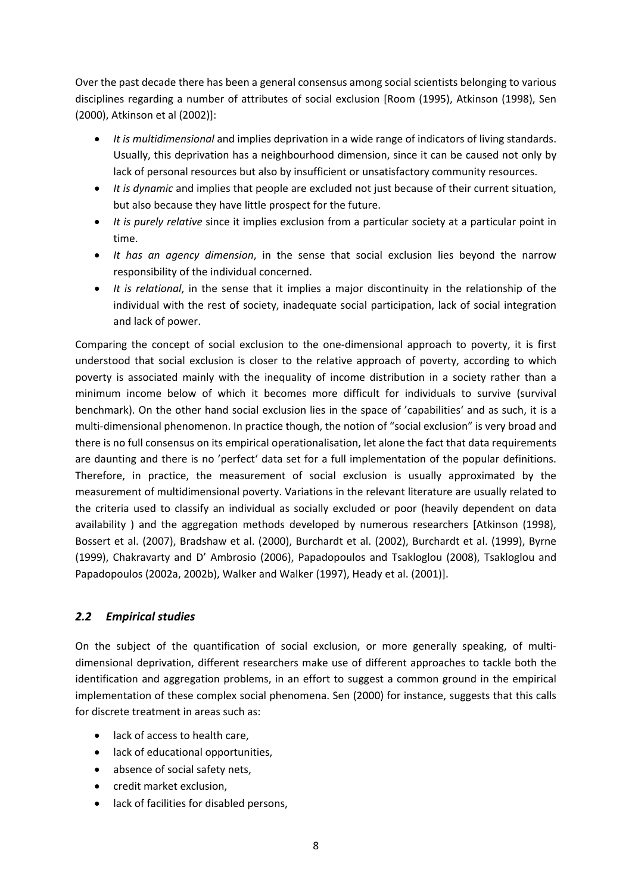Over the past decade there has been a general consensus among social scientists belonging to various disciplines regarding a number of attributes of social exclusion [Room (1995), Atkinson (1998), Sen (2000), Atkinson et al (2002)]:

- *It is multidimensional* and implies deprivation in a wide range of indicators of living standards. Usually, this deprivation has a neighbourhood dimension, since it can be caused not only by lack of personal resources but also by insufficient or unsatisfactory community resources.
- *It is dynamic* and implies that people are excluded not just because of their current situation, but also because they have little prospect for the future.
- *It is purely relative* since it implies exclusion from a particular society at a particular point in time.
- *It has an agency dimension*, in the sense that social exclusion lies beyond the narrow responsibility of the individual concerned.
- *It is relational*, in the sense that it implies a major discontinuity in the relationship of the individual with the rest of society, inadequate social participation, lack of social integration and lack of power.

Comparing the concept of social exclusion to the one-dimensional approach to poverty, it is first understood that social exclusion is closer to the relative approach of poverty, according to which poverty is associated mainly with the inequality of income distribution in a society rather than a minimum income below of which it becomes more difficult for individuals to survive (survival benchmark). On the other hand social exclusion lies in the space of 'capabilities' and as such, it is a multi-dimensional phenomenon. In practice though, the notion of "social exclusion" is very broad and there is no full consensus on its empirical operationalisation, let alone the fact that data requirements are daunting and there is no 'perfect' data set for a full implementation of the popular definitions. Therefore, in practice, the measurement of social exclusion is usually approximated by the measurement of multidimensional poverty. Variations in the relevant literature are usually related to the criteria used to classify an individual as socially excluded or poor (heavily dependent on data availability ) and the aggregation methods developed by numerous researchers [Atkinson (1998), Bossert et al. (2007), Bradshaw et al. (2000), Burchardt et al. (2002), Burchardt et al. (1999), Byrne (1999), Chakravarty and D' Ambrosio (2006), Papadopoulos and Tsakloglou (2008), Tsakloglou and Papadopoulos (2002a, 2002b), Walker and Walker (1997), Heady et al. (2001)].

## *2.2 Empirical studies*

On the subject of the quantification of social exclusion, or more generally speaking, of multi-dimensional deprivation, different researchers make use of different approaches to tackle both the identification and aggregation problems, in an effort to suggest a common ground in the empirical implementation of these complex social phenomena. Sen (2000) for instance, suggests that this calls for discrete treatment in areas such as:

- lack of access to health care,
- lack of educational opportunities,
- absence of social safety nets,
- credit market exclusion,
- lack of facilities for disabled persons,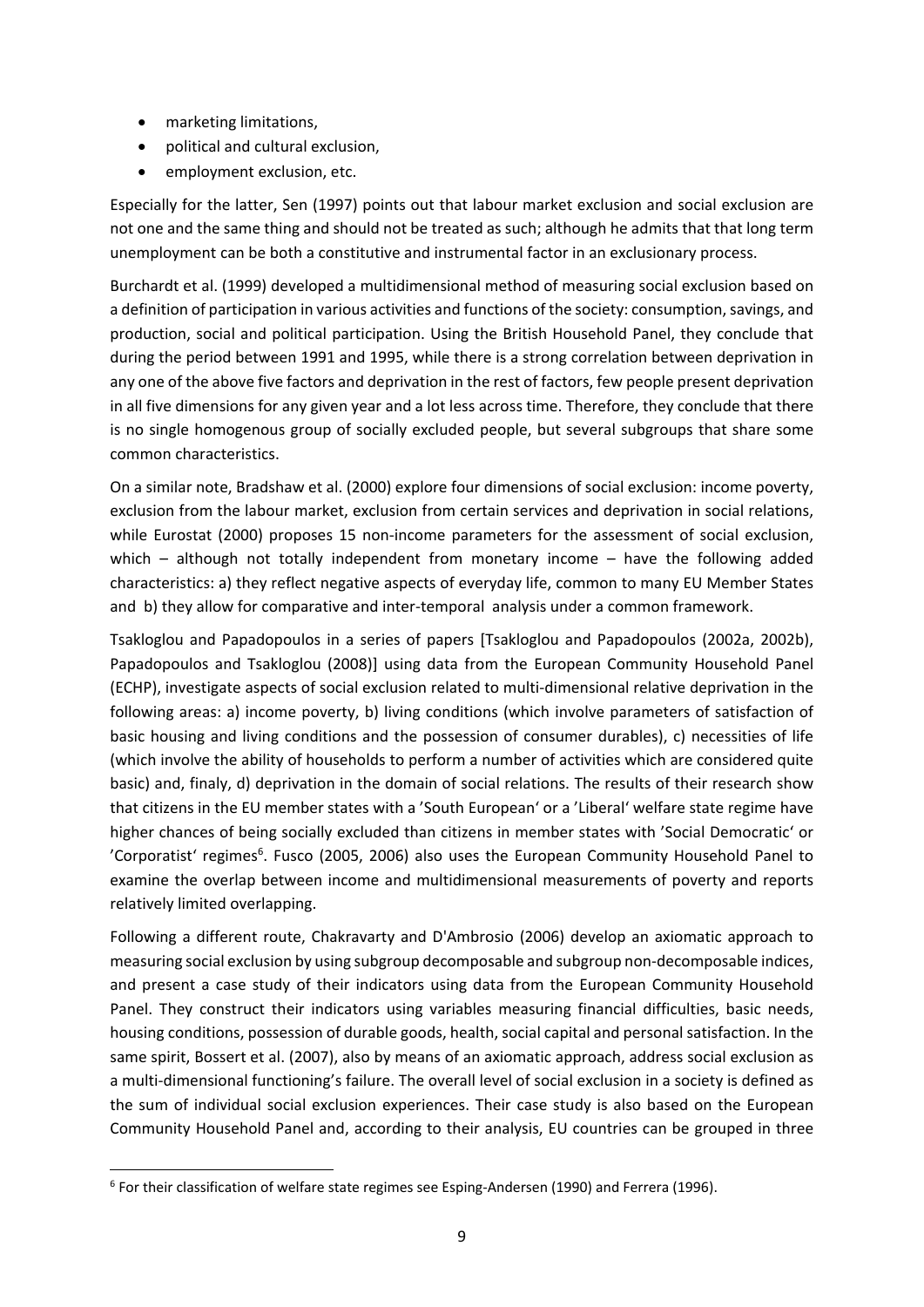- marketing limitations,
- political and cultural exclusion,
- employment exclusion, etc.

Especially for the latter, Sen (1997) points out that labour market exclusion and social exclusion are not one and the same thing and should not be treated as such; although he admits that that long term unemployment can be both a constitutive and instrumental factor in an exclusionary process.

Burchardt et al. (1999) developed a multidimensional method of measuring social exclusion based on a definition of participation in various activities and functions of the society: consumption, savings, and production, social and political participation. Using the British Household Panel, they conclude that during the period between 1991 and 1995, while there is a strong correlation between deprivation in any one of the above five factors and deprivation in the rest of factors, few people present deprivation in all five dimensions for any given year and a lot less across time. Therefore, they conclude that there is no single homogenous group of socially excluded people, but several subgroups that share some common characteristics.

On a similar note, Bradshaw et al. (2000) explore four dimensions of social exclusion: income poverty, exclusion from the labour market, exclusion from certain services and deprivation in social relations, while Eurostat (2000) proposes 15 non-income parameters for the assessment of social exclusion, which – although not totally independent from monetary income – have the following added characteristics: a) they reflect negative aspects of everyday life, common to many EU Member States and b) they allow for comparative and inter-temporal analysis under a common framework.

Tsakloglou and Papadopoulos in a series of papers [Tsakloglou and Papadopoulos (2002a, 2002b), Papadopoulos and Tsakloglou (2008)] using data from the European Community Household Panel (ECHP), investigate aspects of social exclusion related to multi-dimensional relative deprivation in the following areas: a) income poverty, b) living conditions (which involve parameters of satisfaction of basic housing and living conditions and the possession of consumer durables), c) necessities of life (which involve the ability of households to perform a number of activities which are considered quite basic) and, finaly, d) deprivation in the domain of social relations. The results of their research show that citizens in the EU member states with a 'South European' or a 'Liberal' welfare state regime have higher chances of being socially excluded than citizens in member states with 'Social Democratic' or 'Corporatist' regimes[6]. Fusco (2005, 2006) also uses the European Community Household Panel to examine the overlap between income and multidimensional measurements of poverty and reports relatively limited overlapping.

Following a different route, Chakravarty and D'Ambrosio (2006) develop an axiomatic approach to measuring social exclusion by using subgroup decomposable and subgroup non-decomposable indices, and present a case study of their indicators using data from the European Community Household Panel. They construct their indicators using variables measuring financial difficulties, basic needs, housing conditions, possession of durable goods, health, social capital and personal satisfaction. In the same spirit, Bossert et al. (2007), also by means of an axiomatic approach, address social exclusion as a multi-dimensional functioning's failure. The overall level of social exclusion in a society is defined as the sum of individual social exclusion experiences. Their case study is also based on the European Community Household Panel and, according to their analysis, EU countries can be grouped in three

[6] For their classification of welfare state regimes see Esping-Andersen (1990) and Ferrera (1996).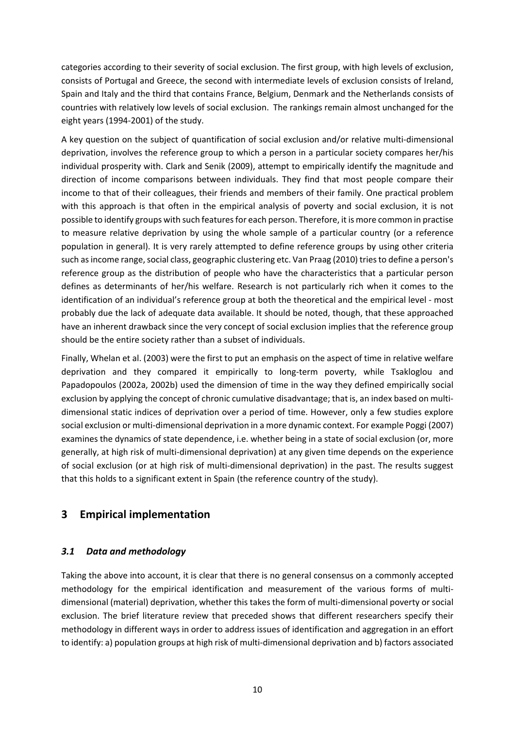categories according to their severity of social exclusion. The first group, with high levels of exclusion, consists of Portugal and Greece, the second with intermediate levels of exclusion consists of Ireland, Spain and Italy and the third that contains France, Belgium, Denmark and the Netherlands consists of countries with relatively low levels of social exclusion. The rankings remain almost unchanged for the eight years (1994-2001) of the study.

A key question on the subject of quantification of social exclusion and/or relative multi-dimensional deprivation, involves the reference group to which a person in a particular society compares her/his individual prosperity with. Clark and Senik (2009), attempt to empirically identify the magnitude and direction of income comparisons between individuals. They find that most people compare their income to that of their colleagues, their friends and members of their family. One practical problem with this approach is that often in the empirical analysis of poverty and social exclusion, it is not possible to identify groups with such features for each person. Therefore, it is more common in practise to measure relative deprivation by using the whole sample of a particular country (or a reference population in general). It is very rarely attempted to define reference groups by using other criteria such as income range, social class, geographic clustering etc. Van Praag (2010) tries to define a person's reference group as the distribution of people who have the characteristics that a particular person defines as determinants of her/his welfare. Research is not particularly rich when it comes to the identification of an individual's reference group at both the theoretical and the empirical level - most probably due the lack of adequate data available. It should be noted, though, that these approached have an inherent drawback since the very concept of social exclusion implies that the reference group should be the entire society rather than a subset of individuals.

Finally, Whelan et al. (2003) were the first to put an emphasis on the aspect of time in relative welfare deprivation and they compared it empirically to long-term poverty, while Tsakloglou and Papadopoulos (2002a, 2002b) used the dimension of time in the way they defined empirically social exclusion by applying the concept of chronic cumulative disadvantage; that is, an index based on multi-dimensional static indices of deprivation over a period of time. However, only a few studies explore social exclusion or multi-dimensional deprivation in a more dynamic context. For example Poggi (2007) examines the dynamics of state dependence, i.e. whether being in a state of social exclusion (or, more generally, at high risk of multi-dimensional deprivation) at any given time depends on the experience of social exclusion (or at high risk of multi-dimensional deprivation) in the past. The results suggest that this holds to a significant extent in Spain (the reference country of the study).

## 3 Empirical implementation

### *3.1 Data and methodology*

Taking the above into account, it is clear that there is no general consensus on a commonly accepted methodology for the empirical identification and measurement of the various forms of multi-dimensional (material) deprivation, whether this takes the form of multi-dimensional poverty or social exclusion. The brief literature review that preceded shows that different researchers specify their methodology in different ways in order to address issues of identification and aggregation in an effort to identify: a) population groups at high risk of multi-dimensional deprivation and b) factors associated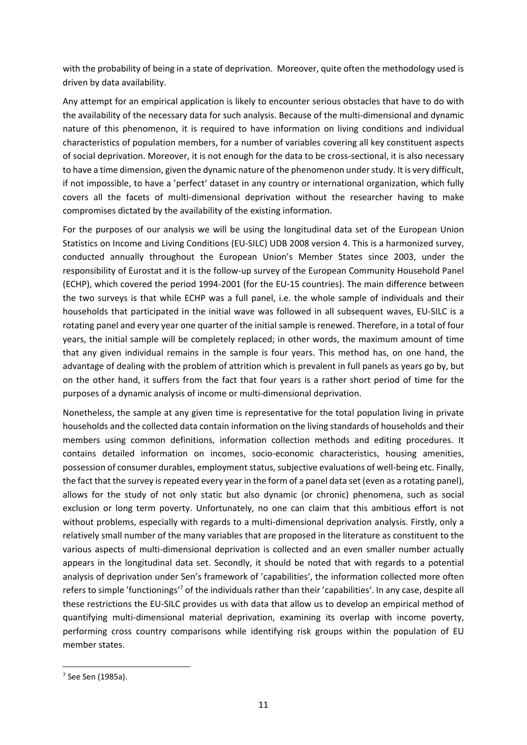with the probability of being in a state of deprivation. Moreover, quite often the methodology used is driven by data availability.

Any attempt for an empirical application is likely to encounter serious obstacles that have to do with the availability of the necessary data for such analysis. Because of the multi-dimensional and dynamic nature of this phenomenon, it is required to have information on living conditions and individual characteristics of population members, for a number of variables covering all key constituent aspects of social deprivation. Moreover, it is not enough for the data to be cross-sectional, it is also necessary to have a time dimension, given the dynamic nature of the phenomenon under study. It is very difficult, if not impossible, to have a 'perfect' dataset in any country or international organization, which fully covers all the facets of multi-dimensional deprivation without the researcher having to make compromises dictated by the availability of the existing information.

For the purposes of our analysis we will be using the longitudinal data set of the European Union Statistics on Income and Living Conditions (EU-SILC) UDB 2008 version 4. This is a harmonized survey, conducted annually throughout the European Union's Member States since 2003, under the responsibility of Eurostat and it is the follow-up survey of the European Community Household Panel (ECHP), which covered the period 1994-2001 (for the EU-15 countries). The main difference between the two surveys is that while ECHP was a full panel, i.e. the whole sample of individuals and their households that participated in the initial wave was followed in all subsequent waves, EU-SILC is a rotating panel and every year one quarter of the initial sample is renewed. Therefore, in a total of four years, the initial sample will be completely replaced; in other words, the maximum amount of time that any given individual remains in the sample is four years. This method has, on one hand, the advantage of dealing with the problem of attrition which is prevalent in full panels as years go by, but on the other hand, it suffers from the fact that four years is a rather short period of time for the purposes of a dynamic analysis of income or multi-dimensional deprivation.

Nonetheless, the sample at any given time is representative for the total population living in private households and the collected data contain information on the living standards of households and their members using common definitions, information collection methods and editing procedures. It contains detailed information on incomes, socio-economic characteristics, housing amenities, possession of consumer durables, employment status, subjective evaluations of well-being etc. Finally, the fact that the survey is repeated every year in the form of a panel data set (even as a rotating panel), allows for the study of not only static but also dynamic (or chronic) phenomena, such as social exclusion or long term poverty. Unfortunately, no one can claim that this ambitious effort is not without problems, especially with regards to a multi-dimensional deprivation analysis. Firstly, only a relatively small number of the many variables that are proposed in the literature as constituent to the various aspects of multi-dimensional deprivation is collected and an even smaller number actually appears in the longitudinal data set. Secondly, it should be noted that with regards to a potential analysis of deprivation under Sen's framework of 'capabilities', the information collected more often refers to simple 'functionings'[7] of the individuals rather than their 'capabilities'. In any case, despite all these restrictions the EU-SILC provides us with data that allow us to develop an empirical method of quantifying multi-dimensional material deprivation, examining its overlap with income poverty, performing cross country comparisons while identifying risk groups within the population of EU member states.

[7] See Sen (1985a).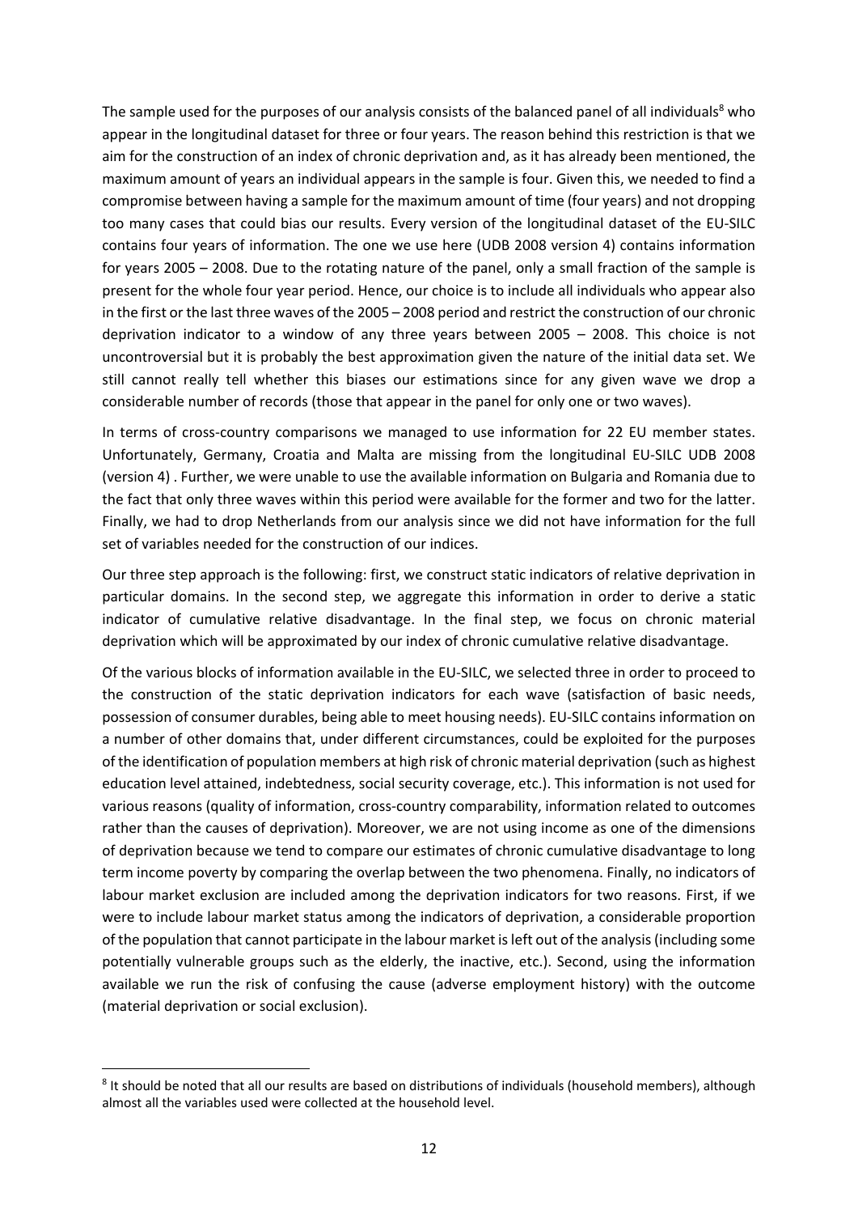The sample used for the purposes of our analysis consists of the balanced panel of all individuals[8] who appear in the longitudinal dataset for three or four years. The reason behind this restriction is that we aim for the construction of an index of chronic deprivation and, as it has already been mentioned, the maximum amount of years an individual appears in the sample is four. Given this, we needed to find a compromise between having a sample for the maximum amount of time (four years) and not dropping too many cases that could bias our results. Every version of the longitudinal dataset of the EU-SILC contains four years of information. The one we use here (UDB 2008 version 4) contains information for years 2005 – 2008. Due to the rotating nature of the panel, only a small fraction of the sample is present for the whole four year period. Hence, our choice is to include all individuals who appear also in the first or the last three waves of the 2005 – 2008 period and restrict the construction of our chronic deprivation indicator to a window of any three years between 2005 – 2008. This choice is not uncontroversial but it is probably the best approximation given the nature of the initial data set. We still cannot really tell whether this biases our estimations since for any given wave we drop a considerable number of records (those that appear in the panel for only one or two waves).

In terms of cross-country comparisons we managed to use information for 22 EU member states. Unfortunately, Germany, Croatia and Malta are missing from the longitudinal EU-SILC UDB 2008 (version 4) . Further, we were unable to use the available information on Bulgaria and Romania due to the fact that only three waves within this period were available for the former and two for the latter. Finally, we had to drop Netherlands from our analysis since we did not have information for the full set of variables needed for the construction of our indices.

Our three step approach is the following: first, we construct static indicators of relative deprivation in particular domains. In the second step, we aggregate this information in order to derive a static indicator of cumulative relative disadvantage. In the final step, we focus on chronic material deprivation which will be approximated by our index of chronic cumulative relative disadvantage.

Of the various blocks of information available in the EU-SILC, we selected three in order to proceed to the construction of the static deprivation indicators for each wave (satisfaction of basic needs, possession of consumer durables, being able to meet housing needs). EU-SILC contains information on a number of other domains that, under different circumstances, could be exploited for the purposes of the identification of population members at high risk of chronic material deprivation (such as highest education level attained, indebtedness, social security coverage, etc.). This information is not used for various reasons (quality of information, cross-country comparability, information related to outcomes rather than the causes of deprivation). Moreover, we are not using income as one of the dimensions of deprivation because we tend to compare our estimates of chronic cumulative disadvantage to long term income poverty by comparing the overlap between the two phenomena. Finally, no indicators of labour market exclusion are included among the deprivation indicators for two reasons. First, if we were to include labour market status among the indicators of deprivation, a considerable proportion of the population that cannot participate in the labour market is left out of the analysis (including some potentially vulnerable groups such as the elderly, the inactive, etc.). Second, using the information available we run the risk of confusing the cause (adverse employment history) with the outcome (material deprivation or social exclusion).

[8] It should be noted that all our results are based on distributions of individuals (household members), although almost all the variables used were collected at the household level.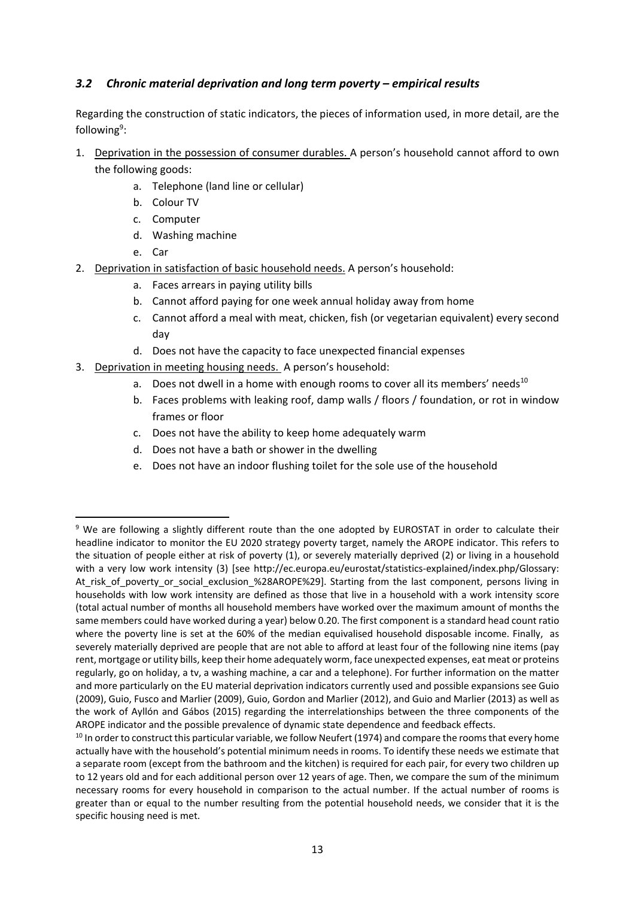### *3.2 Chronic material deprivation and long term poverty – empirical results*

Regarding the construction of static indicators, the pieces of information used, in more detail, are the following[9]:

1. Deprivation in the possession of consumer durables. A person's household cannot afford to own the following goods:
   a. Telephone (land line or cellular)
   b. Colour TV
   c. Computer
   d. Washing machine
   e. Car
2. Deprivation in satisfaction of basic household needs. A person's household:
   a. Faces arrears in paying utility bills
   b. Cannot afford paying for one week annual holiday away from home
   c. Cannot afford a meal with meat, chicken, fish (or vegetarian equivalent) every second day
   d. Does not have the capacity to face unexpected financial expenses
3. Deprivation in meeting housing needs. A person's household:
   a. Does not dwell in a home with enough rooms to cover all its members' needs[10]
   b. Faces problems with leaking roof, damp walls / floors / foundation, or rot in window frames or floor
   c. Does not have the ability to keep home adequately warm
   d. Does not have a bath or shower in the dwelling
   e. Does not have an indoor flushing toilet for the sole use of the household

---

[9] We are following a slightly different route than the one adopted by EUROSTAT in order to calculate their headline indicator to monitor the EU 2020 strategy poverty target, namely the AROPE indicator. This refers to the situation of people either at risk of poverty (1), or severely materially deprived (2) or living in a household with a very low work intensity (3) [see http://ec.europa.eu/eurostat/statistics-explained/index.php/Glossary: At_risk_of_poverty_or_social_exclusion_%28AROPE%29]. Starting from the last component, persons living in households with low work intensity are defined as those that live in a household with a work intensity score (total actual number of months all household members have worked over the maximum amount of months the same members could have worked during a year) below 0.20. The first component is a standard head count ratio where the poverty line is set at the 60% of the median equivalised household disposable income. Finally, as severely materially deprived are people that are not able to afford at least four of the following nine items (pay rent, mortgage or utility bills, keep their home adequately worm, face unexpected expenses, eat meat or proteins regularly, go on holiday, a tv, a washing machine, a car and a telephone). For further information on the matter and more particularly on the EU material deprivation indicators currently used and possible expansions see Guio (2009), Guio, Fusco and Marlier (2009), Guio, Gordon and Marlier (2012), and Guio and Marlier (2013) as well as the work of Ayllón and Gábos (2015) regarding the interrelationships between the three components of the AROPE indicator and the possible prevalence of dynamic state dependence and feedback effects.

[10] In order to construct this particular variable, we follow Neufert (1974) and compare the rooms that every home actually have with the household's potential minimum needs in rooms. To identify these needs we estimate that a separate room (except from the bathroom and the kitchen) is required for each pair, for every two children up to 12 years old and for each additional person over 12 years of age. Then, we compare the sum of the minimum necessary rooms for every household in comparison to the actual number. If the actual number of rooms is greater than or equal to the number resulting from the potential household needs, we consider that it is the specific housing need is met.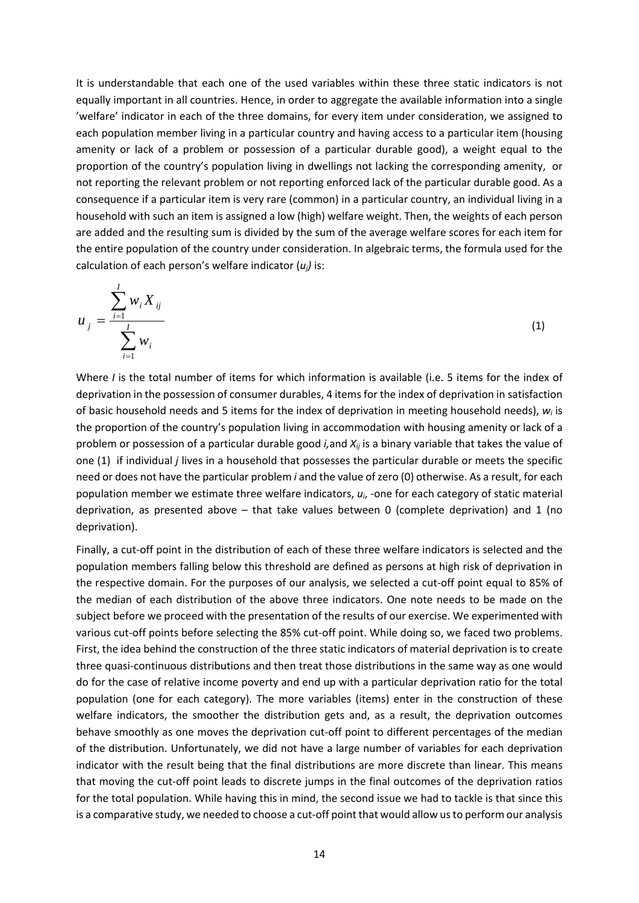It is understandable that each one of the used variables within these three static indicators is not equally important in all countries. Hence, in order to aggregate the available information into a single 'welfare' indicator in each of the three domains, for every item under consideration, we assigned to each population member living in a particular country and having access to a particular item (housing amenity or lack of a problem or possession of a particular durable good), a weight equal to the proportion of the country's population living in dwellings not lacking the corresponding amenity, or not reporting the relevant problem or not reporting enforced lack of the particular durable good. As a consequence if a particular item is very rare (common) in a particular country, an individual living in a household with such an item is assigned a low (high) welfare weight. Then, the weights of each person are added and the resulting sum is divided by the sum of the average welfare scores for each item for the entire population of the country under consideration. In algebraic terms, the formula used for the calculation of each person's welfare indicator ($u_j$) is:

$$u_j = \frac{\sum_{i=1}^{I} w_i X_{ij}}{\sum_{i=1}^{I} w_i} \tag{1}$$

Where $I$ is the total number of items for which information is available (i.e. 5 items for the index of deprivation in the possession of consumer durables, 4 items for the index of deprivation in satisfaction of basic household needs and 5 items for the index of deprivation in meeting household needs), $w_i$ is the proportion of the country's population living in accommodation with housing amenity or lack of a problem or possession of a particular durable good $i$, and $X_{ij}$ is a binary variable that takes the value of one (1) if individual $j$ lives in a household that possesses the particular durable or meets the specific need or does not have the particular problem $i$ and the value of zero (0) otherwise. As a result, for each population member we estimate three welfare indicators, $u_i$, -one for each category of static material deprivation, as presented above – that take values between 0 (complete deprivation) and 1 (no deprivation).

Finally, a cut-off point in the distribution of each of these three welfare indicators is selected and the population members falling below this threshold are defined as persons at high risk of deprivation in the respective domain. For the purposes of our analysis, we selected a cut-off point equal to 85% of the median of each distribution of the above three indicators. One note needs to be made on the subject before we proceed with the presentation of the results of our exercise. We experimented with various cut-off points before selecting the 85% cut-off point. While doing so, we faced two problems. First, the idea behind the construction of the three static indicators of material deprivation is to create three quasi-continuous distributions and then treat those distributions in the same way as one would do for the case of relative income poverty and end up with a particular deprivation ratio for the total population (one for each category). The more variables (items) enter in the construction of these welfare indicators, the smoother the distribution gets and, as a result, the deprivation outcomes behave smoothly as one moves the deprivation cut-off point to different percentages of the median of the distribution. Unfortunately, we did not have a large number of variables for each deprivation indicator with the result being that the final distributions are more discrete than linear. This means that moving the cut-off point leads to discrete jumps in the final outcomes of the deprivation ratios for the total population. While having this in mind, the second issue we had to tackle is that since this is a comparative study, we needed to choose a cut-off point that would allow us to perform our analysis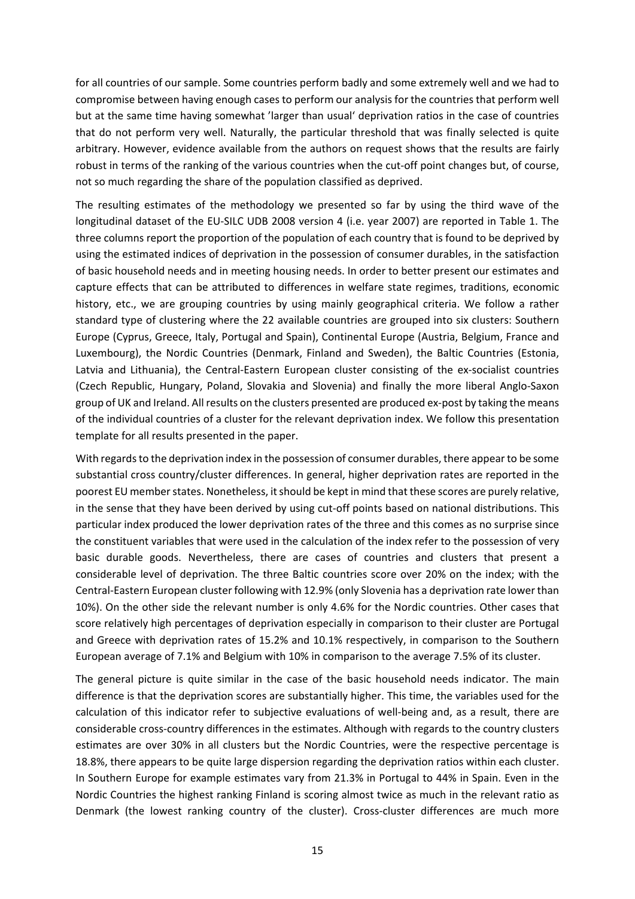for all countries of our sample. Some countries perform badly and some extremely well and we had to compromise between having enough cases to perform our analysis for the countries that perform well but at the same time having somewhat 'larger than usual' deprivation ratios in the case of countries that do not perform very well. Naturally, the particular threshold that was finally selected is quite arbitrary. However, evidence available from the authors on request shows that the results are fairly robust in terms of the ranking of the various countries when the cut-off point changes but, of course, not so much regarding the share of the population classified as deprived.

The resulting estimates of the methodology we presented so far by using the third wave of the longitudinal dataset of the EU-SILC UDB 2008 version 4 (i.e. year 2007) are reported in Table 1. The three columns report the proportion of the population of each country that is found to be deprived by using the estimated indices of deprivation in the possession of consumer durables, in the satisfaction of basic household needs and in meeting housing needs. In order to better present our estimates and capture effects that can be attributed to differences in welfare state regimes, traditions, economic history, etc., we are grouping countries by using mainly geographical criteria. We follow a rather standard type of clustering where the 22 available countries are grouped into six clusters: Southern Europe (Cyprus, Greece, Italy, Portugal and Spain), Continental Europe (Austria, Belgium, France and Luxembourg), the Nordic Countries (Denmark, Finland and Sweden), the Baltic Countries (Estonia, Latvia and Lithuania), the Central-Eastern European cluster consisting of the ex-socialist countries (Czech Republic, Hungary, Poland, Slovakia and Slovenia) and finally the more liberal Anglo-Saxon group of UK and Ireland. All results on the clusters presented are produced ex-post by taking the means of the individual countries of a cluster for the relevant deprivation index. We follow this presentation template for all results presented in the paper.

With regards to the deprivation index in the possession of consumer durables, there appear to be some substantial cross country/cluster differences. In general, higher deprivation rates are reported in the poorest EU member states. Nonetheless, it should be kept in mind that these scores are purely relative, in the sense that they have been derived by using cut-off points based on national distributions. This particular index produced the lower deprivation rates of the three and this comes as no surprise since the constituent variables that were used in the calculation of the index refer to the possession of very basic durable goods. Nevertheless, there are cases of countries and clusters that present a considerable level of deprivation. The three Baltic countries score over 20% on the index; with the Central-Eastern European cluster following with 12.9% (only Slovenia has a deprivation rate lower than 10%). On the other side the relevant number is only 4.6% for the Nordic countries. Other cases that score relatively high percentages of deprivation especially in comparison to their cluster are Portugal and Greece with deprivation rates of 15.2% and 10.1% respectively, in comparison to the Southern European average of 7.1% and Belgium with 10% in comparison to the average 7.5% of its cluster.

The general picture is quite similar in the case of the basic household needs indicator. The main difference is that the deprivation scores are substantially higher. This time, the variables used for the calculation of this indicator refer to subjective evaluations of well-being and, as a result, there are considerable cross-country differences in the estimates. Although with regards to the country clusters estimates are over 30% in all clusters but the Nordic Countries, were the respective percentage is 18.8%, there appears to be quite large dispersion regarding the deprivation ratios within each cluster. In Southern Europe for example estimates vary from 21.3% in Portugal to 44% in Spain. Even in the Nordic Countries the highest ranking Finland is scoring almost twice as much in the relevant ratio as Denmark (the lowest ranking country of the cluster). Cross-cluster differences are much more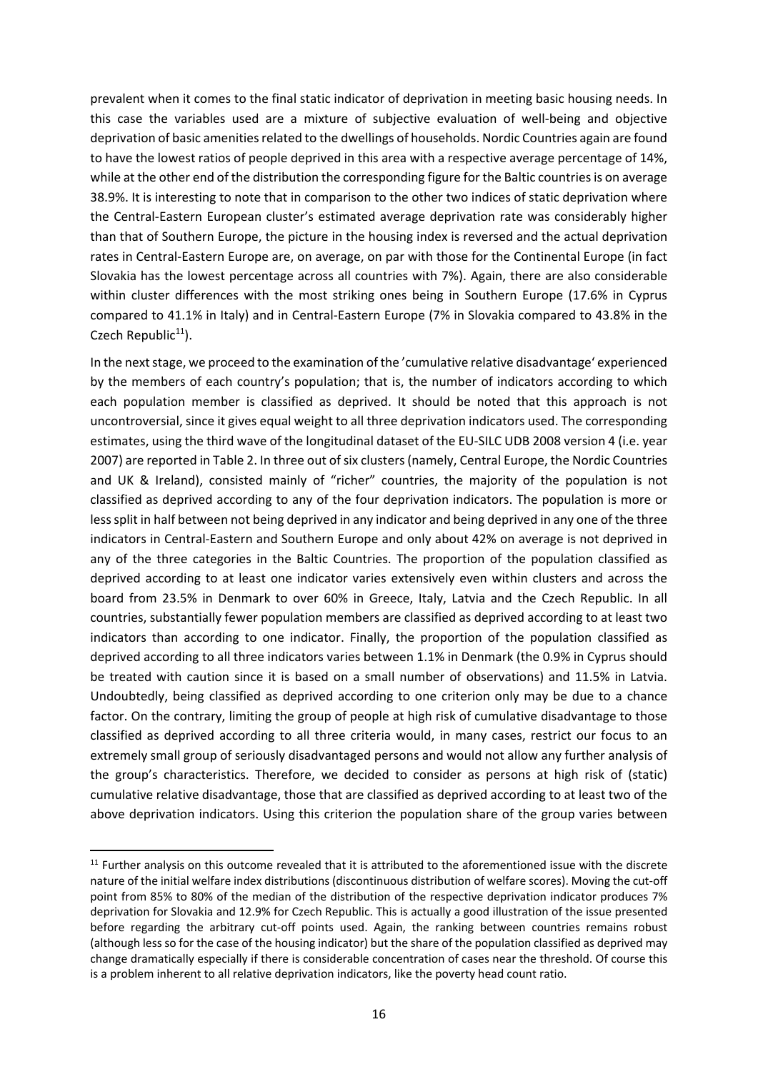prevalent when it comes to the final static indicator of deprivation in meeting basic housing needs. In this case the variables used are a mixture of subjective evaluation of well-being and objective deprivation of basic amenities related to the dwellings of households. Nordic Countries again are found to have the lowest ratios of people deprived in this area with a respective average percentage of 14%, while at the other end of the distribution the corresponding figure for the Baltic countries is on average 38.9%. It is interesting to note that in comparison to the other two indices of static deprivation where the Central-Eastern European cluster's estimated average deprivation rate was considerably higher than that of Southern Europe, the picture in the housing index is reversed and the actual deprivation rates in Central-Eastern Europe are, on average, on par with those for the Continental Europe (in fact Slovakia has the lowest percentage across all countries with 7%). Again, there are also considerable within cluster differences with the most striking ones being in Southern Europe (17.6% in Cyprus compared to 41.1% in Italy) and in Central-Eastern Europe (7% in Slovakia compared to 43.8% in the Czech Republic[11]).

In the next stage, we proceed to the examination of the 'cumulative relative disadvantage' experienced by the members of each country's population; that is, the number of indicators according to which each population member is classified as deprived. It should be noted that this approach is not uncontroversial, since it gives equal weight to all three deprivation indicators used. The corresponding estimates, using the third wave of the longitudinal dataset of the EU-SILC UDB 2008 version 4 (i.e. year 2007) are reported in Table 2. In three out of six clusters (namely, Central Europe, the Nordic Countries and UK & Ireland), consisted mainly of "richer" countries, the majority of the population is not classified as deprived according to any of the four deprivation indicators. The population is more or less split in half between not being deprived in any indicator and being deprived in any one of the three indicators in Central-Eastern and Southern Europe and only about 42% on average is not deprived in any of the three categories in the Baltic Countries. The proportion of the population classified as deprived according to at least one indicator varies extensively even within clusters and across the board from 23.5% in Denmark to over 60% in Greece, Italy, Latvia and the Czech Republic. In all countries, substantially fewer population members are classified as deprived according to at least two indicators than according to one indicator. Finally, the proportion of the population classified as deprived according to all three indicators varies between 1.1% in Denmark (the 0.9% in Cyprus should be treated with caution since it is based on a small number of observations) and 11.5% in Latvia. Undoubtedly, being classified as deprived according to one criterion only may be due to a chance factor. On the contrary, limiting the group of people at high risk of cumulative disadvantage to those classified as deprived according to all three criteria would, in many cases, restrict our focus to an extremely small group of seriously disadvantaged persons and would not allow any further analysis of the group's characteristics. Therefore, we decided to consider as persons at high risk of (static) cumulative relative disadvantage, those that are classified as deprived according to at least two of the above deprivation indicators. Using this criterion the population share of the group varies between

[11] Further analysis on this outcome revealed that it is attributed to the aforementioned issue with the discrete nature of the initial welfare index distributions (discontinuous distribution of welfare scores). Moving the cut-off point from 85% to 80% of the median of the distribution of the respective deprivation indicator produces 7% deprivation for Slovakia and 12.9% for Czech Republic. This is actually a good illustration of the issue presented before regarding the arbitrary cut-off points used. Again, the ranking between countries remains robust (although less so for the case of the housing indicator) but the share of the population classified as deprived may change dramatically especially if there is considerable concentration of cases near the threshold. Of course this is a problem inherent to all relative deprivation indicators, like the poverty head count ratio.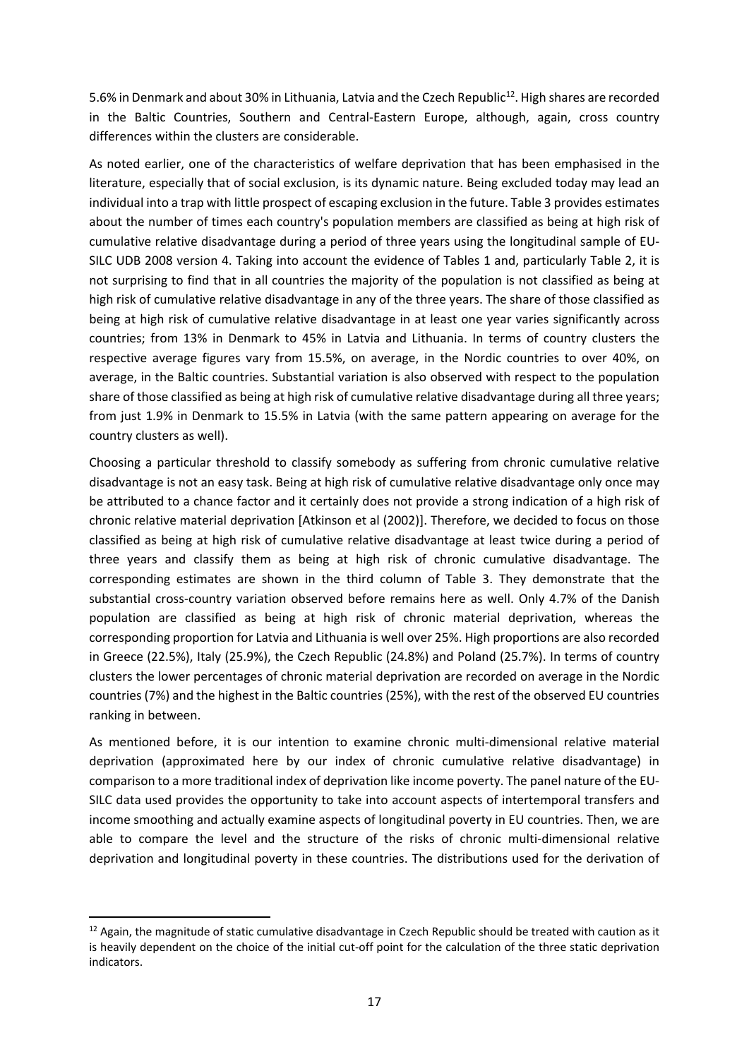5.6% in Denmark and about 30% in Lithuania, Latvia and the Czech Republic[12]. High shares are recorded in the Baltic Countries, Southern and Central-Eastern Europe, although, again, cross country differences within the clusters are considerable.

As noted earlier, one of the characteristics of welfare deprivation that has been emphasised in the literature, especially that of social exclusion, is its dynamic nature. Being excluded today may lead an individual into a trap with little prospect of escaping exclusion in the future. Table 3 provides estimates about the number of times each country's population members are classified as being at high risk of cumulative relative disadvantage during a period of three years using the longitudinal sample of EU-SILC UDB 2008 version 4. Taking into account the evidence of Tables 1 and, particularly Table 2, it is not surprising to find that in all countries the majority of the population is not classified as being at high risk of cumulative relative disadvantage in any of the three years. The share of those classified as being at high risk of cumulative relative disadvantage in at least one year varies significantly across countries; from 13% in Denmark to 45% in Latvia and Lithuania. In terms of country clusters the respective average figures vary from 15.5%, on average, in the Nordic countries to over 40%, on average, in the Baltic countries. Substantial variation is also observed with respect to the population share of those classified as being at high risk of cumulative relative disadvantage during all three years; from just 1.9% in Denmark to 15.5% in Latvia (with the same pattern appearing on average for the country clusters as well).

Choosing a particular threshold to classify somebody as suffering from chronic cumulative relative disadvantage is not an easy task. Being at high risk of cumulative relative disadvantage only once may be attributed to a chance factor and it certainly does not provide a strong indication of a high risk of chronic relative material deprivation [Atkinson et al (2002)]. Therefore, we decided to focus on those classified as being at high risk of cumulative relative disadvantage at least twice during a period of three years and classify them as being at high risk of chronic cumulative disadvantage. The corresponding estimates are shown in the third column of Table 3. They demonstrate that the substantial cross-country variation observed before remains here as well. Only 4.7% of the Danish population are classified as being at high risk of chronic material deprivation, whereas the corresponding proportion for Latvia and Lithuania is well over 25%. High proportions are also recorded in Greece (22.5%), Italy (25.9%), the Czech Republic (24.8%) and Poland (25.7%). In terms of country clusters the lower percentages of chronic material deprivation are recorded on average in the Nordic countries (7%) and the highest in the Baltic countries (25%), with the rest of the observed EU countries ranking in between.

As mentioned before, it is our intention to examine chronic multi-dimensional relative material deprivation (approximated here by our index of chronic cumulative relative disadvantage) in comparison to a more traditional index of deprivation like income poverty. The panel nature of the EU-SILC data used provides the opportunity to take into account aspects of intertemporal transfers and income smoothing and actually examine aspects of longitudinal poverty in EU countries. Then, we are able to compare the level and the structure of the risks of chronic multi-dimensional relative deprivation and longitudinal poverty in these countries. The distributions used for the derivation of

[12] Again, the magnitude of static cumulative disadvantage in Czech Republic should be treated with caution as it is heavily dependent on the choice of the initial cut-off point for the calculation of the three static deprivation indicators.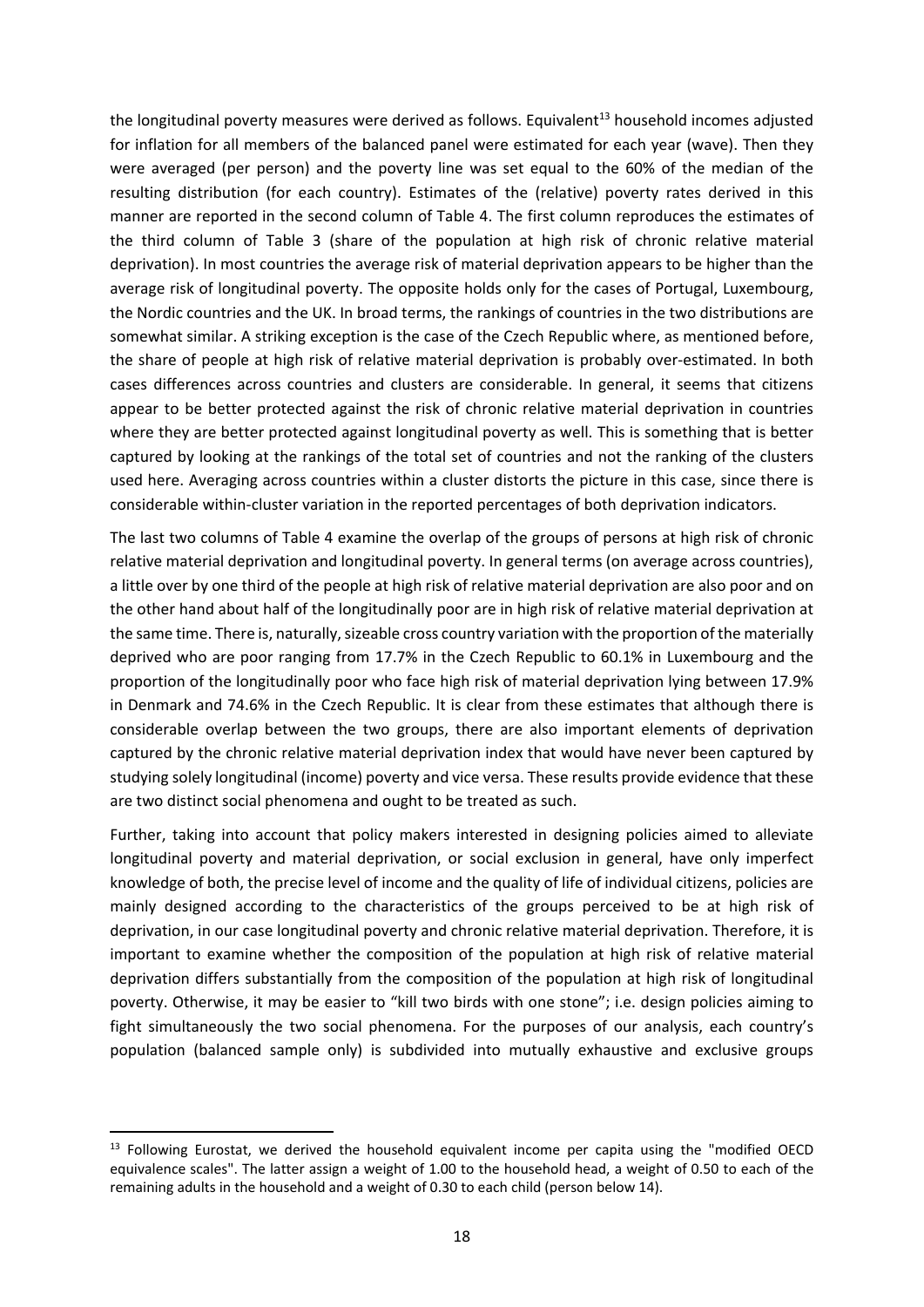the longitudinal poverty measures were derived as follows. Equivalent[13] household incomes adjusted for inflation for all members of the balanced panel were estimated for each year (wave). Then they were averaged (per person) and the poverty line was set equal to the 60% of the median of the resulting distribution (for each country). Estimates of the (relative) poverty rates derived in this manner are reported in the second column of Table 4. The first column reproduces the estimates of the third column of Table 3 (share of the population at high risk of chronic relative material deprivation). In most countries the average risk of material deprivation appears to be higher than the average risk of longitudinal poverty. The opposite holds only for the cases of Portugal, Luxembourg, the Nordic countries and the UK. In broad terms, the rankings of countries in the two distributions are somewhat similar. A striking exception is the case of the Czech Republic where, as mentioned before, the share of people at high risk of relative material deprivation is probably over-estimated. In both cases differences across countries and clusters are considerable. In general, it seems that citizens appear to be better protected against the risk of chronic relative material deprivation in countries where they are better protected against longitudinal poverty as well. This is something that is better captured by looking at the rankings of the total set of countries and not the ranking of the clusters used here. Averaging across countries within a cluster distorts the picture in this case, since there is considerable within-cluster variation in the reported percentages of both deprivation indicators.

The last two columns of Table 4 examine the overlap of the groups of persons at high risk of chronic relative material deprivation and longitudinal poverty. In general terms (on average across countries), a little over by one third of the people at high risk of relative material deprivation are also poor and on the other hand about half of the longitudinally poor are in high risk of relative material deprivation at the same time. There is, naturally, sizeable cross country variation with the proportion of the materially deprived who are poor ranging from 17.7% in the Czech Republic to 60.1% in Luxembourg and the proportion of the longitudinally poor who face high risk of material deprivation lying between 17.9% in Denmark and 74.6% in the Czech Republic. It is clear from these estimates that although there is considerable overlap between the two groups, there are also important elements of deprivation captured by the chronic relative material deprivation index that would have never been captured by studying solely longitudinal (income) poverty and vice versa. These results provide evidence that these are two distinct social phenomena and ought to be treated as such.

Further, taking into account that policy makers interested in designing policies aimed to alleviate longitudinal poverty and material deprivation, or social exclusion in general, have only imperfect knowledge of both, the precise level of income and the quality of life of individual citizens, policies are mainly designed according to the characteristics of the groups perceived to be at high risk of deprivation, in our case longitudinal poverty and chronic relative material deprivation. Therefore, it is important to examine whether the composition of the population at high risk of relative material deprivation differs substantially from the composition of the population at high risk of longitudinal poverty. Otherwise, it may be easier to "kill two birds with one stone"; i.e. design policies aiming to fight simultaneously the two social phenomena. For the purposes of our analysis, each country's population (balanced sample only) is subdivided into mutually exhaustive and exclusive groups

---

[13] Following Eurostat, we derived the household equivalent income per capita using the "modified OECD equivalence scales". The latter assign a weight of 1.00 to the household head, a weight of 0.50 to each of the remaining adults in the household and a weight of 0.30 to each child (person below 14).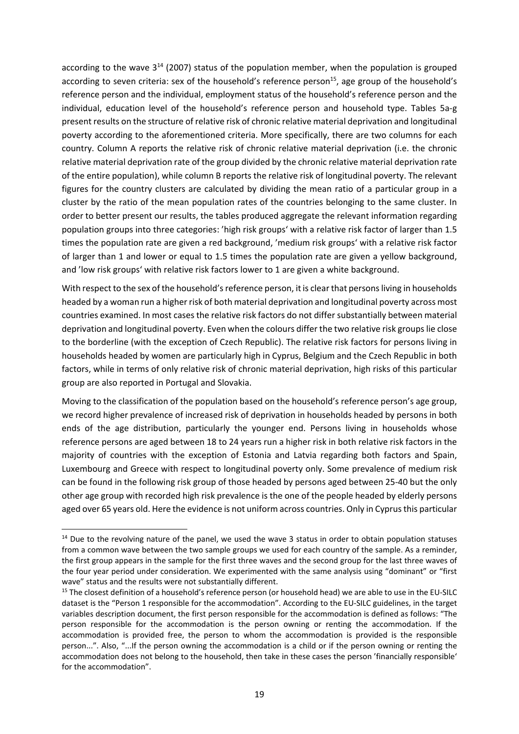according to the wave 3[14] (2007) status of the population member, when the population is grouped according to seven criteria: sex of the household's reference person[15], age group of the household's reference person and the individual, employment status of the household's reference person and the individual, education level of the household's reference person and household type. Tables 5a-g present results on the structure of relative risk of chronic relative material deprivation and longitudinal poverty according to the aforementioned criteria. More specifically, there are two columns for each country. Column A reports the relative risk of chronic relative material deprivation (i.e. the chronic relative material deprivation rate of the group divided by the chronic relative material deprivation rate of the entire population), while column B reports the relative risk of longitudinal poverty. The relevant figures for the country clusters are calculated by dividing the mean ratio of a particular group in a cluster by the ratio of the mean population rates of the countries belonging to the same cluster. In order to better present our results, the tables produced aggregate the relevant information regarding population groups into three categories: 'high risk groups' with a relative risk factor of larger than 1.5 times the population rate are given a red background, 'medium risk groups' with a relative risk factor of larger than 1 and lower or equal to 1.5 times the population rate are given a yellow background, and 'low risk groups' with relative risk factors lower to 1 are given a white background.

With respect to the sex of the household's reference person, it is clear that persons living in households headed by a woman run a higher risk of both material deprivation and longitudinal poverty across most countries examined. In most cases the relative risk factors do not differ substantially between material deprivation and longitudinal poverty. Even when the colours differ the two relative risk groups lie close to the borderline (with the exception of Czech Republic). The relative risk factors for persons living in households headed by women are particularly high in Cyprus, Belgium and the Czech Republic in both factors, while in terms of only relative risk of chronic material deprivation, high risks of this particular group are also reported in Portugal and Slovakia.

Moving to the classification of the population based on the household's reference person's age group, we record higher prevalence of increased risk of deprivation in households headed by persons in both ends of the age distribution, particularly the younger end. Persons living in households whose reference persons are aged between 18 to 24 years run a higher risk in both relative risk factors in the majority of countries with the exception of Estonia and Latvia regarding both factors and Spain, Luxembourg and Greece with respect to longitudinal poverty only. Some prevalence of medium risk can be found in the following risk group of those headed by persons aged between 25-40 but the only other age group with recorded high risk prevalence is the one of the people headed by elderly persons aged over 65 years old. Here the evidence is not uniform across countries. Only in Cyprus this particular

[14] Due to the revolving nature of the panel, we used the wave 3 status in order to obtain population statuses from a common wave between the two sample groups we used for each country of the sample. As a reminder, the first group appears in the sample for the first three waves and the second group for the last three waves of the four year period under consideration. We experimented with the same analysis using "dominant" or "first wave" status and the results were not substantially different.

[15] The closest definition of a household's reference person (or household head) we are able to use in the EU-SILC dataset is the "Person 1 responsible for the accommodation". According to the EU-SILC guidelines, in the target variables description document, the first person responsible for the accommodation is defined as follows: "The person responsible for the accommodation is the person owning or renting the accommodation. If the accommodation is provided free, the person to whom the accommodation is provided is the responsible person...". Also, "...If the person owning the accommodation is a child or if the person owning or renting the accommodation does not belong to the household, then take in these cases the person 'financially responsible' for the accommodation".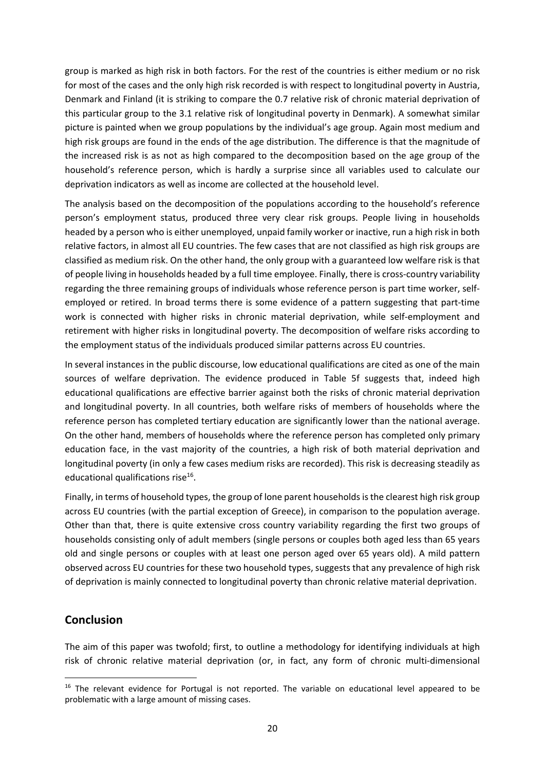group is marked as high risk in both factors. For the rest of the countries is either medium or no risk for most of the cases and the only high risk recorded is with respect to longitudinal poverty in Austria, Denmark and Finland (it is striking to compare the 0.7 relative risk of chronic material deprivation of this particular group to the 3.1 relative risk of longitudinal poverty in Denmark). A somewhat similar picture is painted when we group populations by the individual's age group. Again most medium and high risk groups are found in the ends of the age distribution. The difference is that the magnitude of the increased risk is as not as high compared to the decomposition based on the age group of the household's reference person, which is hardly a surprise since all variables used to calculate our deprivation indicators as well as income are collected at the household level.

The analysis based on the decomposition of the populations according to the household's reference person's employment status, produced three very clear risk groups. People living in households headed by a person who is either unemployed, unpaid family worker or inactive, run a high risk in both relative factors, in almost all EU countries. The few cases that are not classified as high risk groups are classified as medium risk. On the other hand, the only group with a guaranteed low welfare risk is that of people living in households headed by a full time employee. Finally, there is cross-country variability regarding the three remaining groups of individuals whose reference person is part time worker, self-employed or retired. In broad terms there is some evidence of a pattern suggesting that part-time work is connected with higher risks in chronic material deprivation, while self-employment and retirement with higher risks in longitudinal poverty. The decomposition of welfare risks according to the employment status of the individuals produced similar patterns across EU countries.

In several instances in the public discourse, low educational qualifications are cited as one of the main sources of welfare deprivation. The evidence produced in Table 5f suggests that, indeed high educational qualifications are effective barrier against both the risks of chronic material deprivation and longitudinal poverty. In all countries, both welfare risks of members of households where the reference person has completed tertiary education are significantly lower than the national average. On the other hand, members of households where the reference person has completed only primary education face, in the vast majority of the countries, a high risk of both material deprivation and longitudinal poverty (in only a few cases medium risks are recorded). This risk is decreasing steadily as educational qualifications rise[16].

Finally, in terms of household types, the group of lone parent households is the clearest high risk group across EU countries (with the partial exception of Greece), in comparison to the population average. Other than that, there is quite extensive cross country variability regarding the first two groups of households consisting only of adult members (single persons or couples both aged less than 65 years old and single persons or couples with at least one person aged over 65 years old). A mild pattern observed across EU countries for these two household types, suggests that any prevalence of high risk of deprivation is mainly connected to longitudinal poverty than chronic relative material deprivation.

## Conclusion

The aim of this paper was twofold; first, to outline a methodology for identifying individuals at high risk of chronic relative material deprivation (or, in fact, any form of chronic multi-dimensional

[16] The relevant evidence for Portugal is not reported. The variable on educational level appeared to be problematic with a large amount of missing cases.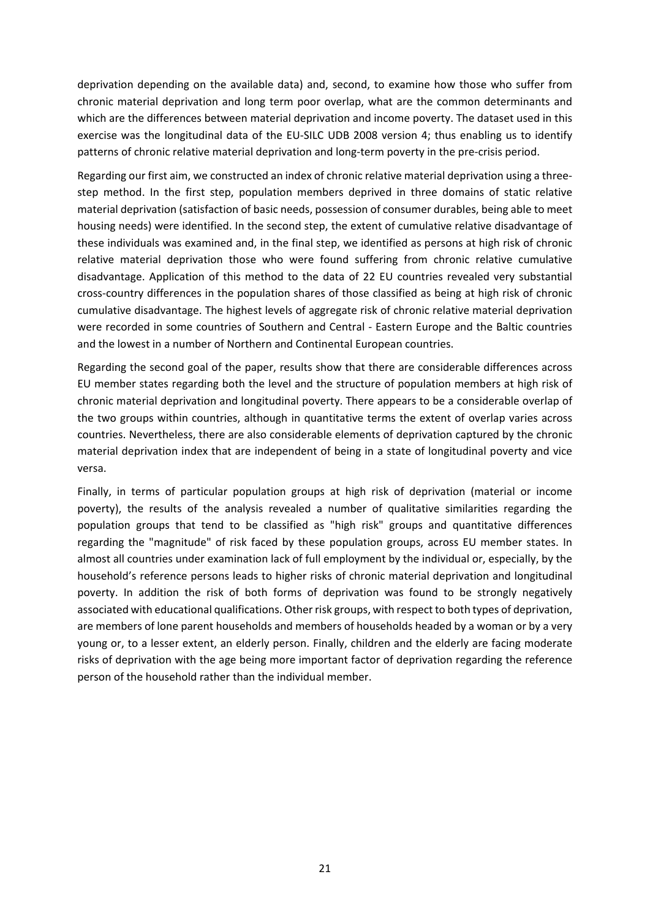deprivation depending on the available data) and, second, to examine how those who suffer from chronic material deprivation and long term poor overlap, what are the common determinants and which are the differences between material deprivation and income poverty. The dataset used in this exercise was the longitudinal data of the EU-SILC UDB 2008 version 4; thus enabling us to identify patterns of chronic relative material deprivation and long-term poverty in the pre-crisis period.

Regarding our first aim, we constructed an index of chronic relative material deprivation using a three-step method. In the first step, population members deprived in three domains of static relative material deprivation (satisfaction of basic needs, possession of consumer durables, being able to meet housing needs) were identified. In the second step, the extent of cumulative relative disadvantage of these individuals was examined and, in the final step, we identified as persons at high risk of chronic relative material deprivation those who were found suffering from chronic relative cumulative disadvantage. Application of this method to the data of 22 EU countries revealed very substantial cross-country differences in the population shares of those classified as being at high risk of chronic cumulative disadvantage. The highest levels of aggregate risk of chronic relative material deprivation were recorded in some countries of Southern and Central - Eastern Europe and the Baltic countries and the lowest in a number of Northern and Continental European countries.

Regarding the second goal of the paper, results show that there are considerable differences across EU member states regarding both the level and the structure of population members at high risk of chronic material deprivation and longitudinal poverty. There appears to be a considerable overlap of the two groups within countries, although in quantitative terms the extent of overlap varies across countries. Nevertheless, there are also considerable elements of deprivation captured by the chronic material deprivation index that are independent of being in a state of longitudinal poverty and vice versa.

Finally, in terms of particular population groups at high risk of deprivation (material or income poverty), the results of the analysis revealed a number of qualitative similarities regarding the population groups that tend to be classified as "high risk" groups and quantitative differences regarding the "magnitude" of risk faced by these population groups, across EU member states. In almost all countries under examination lack of full employment by the individual or, especially, by the household's reference persons leads to higher risks of chronic material deprivation and longitudinal poverty. In addition the risk of both forms of deprivation was found to be strongly negatively associated with educational qualifications. Other risk groups, with respect to both types of deprivation, are members of lone parent households and members of households headed by a woman or by a very young or, to a lesser extent, an elderly person. Finally, children and the elderly are facing moderate risks of deprivation with the age being more important factor of deprivation regarding the reference person of the household rather than the individual member.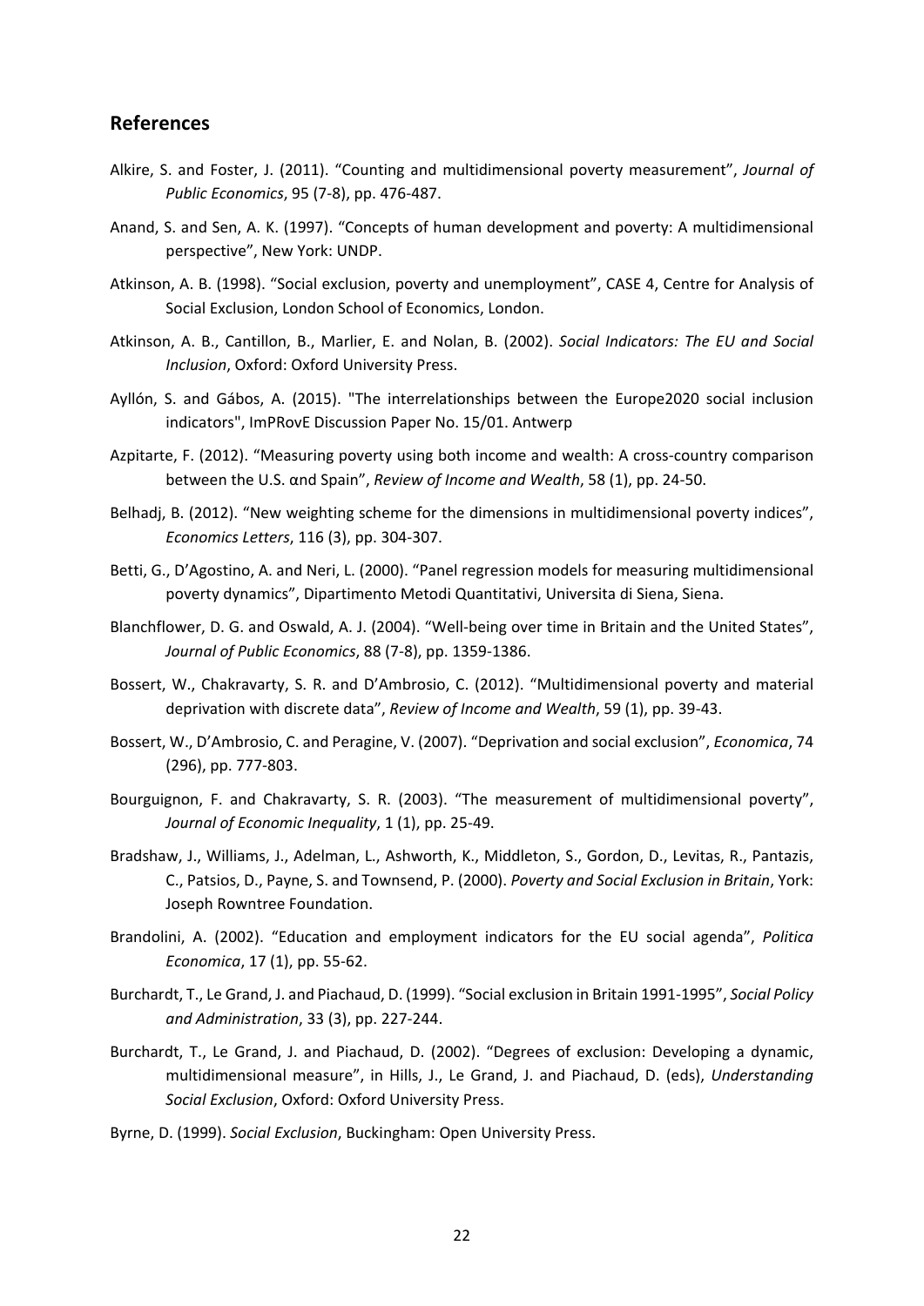## References

Alkire, S. and Foster, J. (2011). "Counting and multidimensional poverty measurement", *Journal of Public Economics*, 95 (7-8), pp. 476-487.

Anand, S. and Sen, A. K. (1997). "Concepts of human development and poverty: A multidimensional perspective", New York: UNDP.

Atkinson, A. B. (1998). "Social exclusion, poverty and unemployment", CASE 4, Centre for Analysis of Social Exclusion, London School of Economics, London.

Atkinson, A. B., Cantillon, B., Marlier, E. and Nolan, B. (2002). *Social Indicators: The EU and Social Inclusion*, Oxford: Oxford University Press.

Ayllón, S. and Gábos, A. (2015). "The interrelationships between the Europe2020 social inclusion indicators", ImPRovE Discussion Paper No. 15/01. Antwerp

Azpitarte, F. (2012). "Measuring poverty using both income and wealth: A cross-country comparison between the U.S. αnd Spain", *Review of Income and Wealth*, 58 (1), pp. 24-50.

Belhadj, B. (2012). "New weighting scheme for the dimensions in multidimensional poverty indices", *Economics Letters*, 116 (3), pp. 304-307.

Betti, G., D'Agostino, A. and Neri, L. (2000). "Panel regression models for measuring multidimensional poverty dynamics", Dipartimento Metodi Quantitativi, Universita di Siena, Siena.

Blanchflower, D. G. and Oswald, A. J. (2004). "Well-being over time in Britain and the United States", *Journal of Public Economics*, 88 (7-8), pp. 1359-1386.

Bossert, W., Chakravarty, S. R. and D'Ambrosio, C. (2012). "Multidimensional poverty and material deprivation with discrete data", *Review of Income and Wealth*, 59 (1), pp. 39-43.

Bossert, W., D'Ambrosio, C. and Peragine, V. (2007). "Deprivation and social exclusion", *Economica*, 74 (296), pp. 777-803.

Bourguignon, F. and Chakravarty, S. R. (2003). "The measurement of multidimensional poverty", *Journal of Economic Inequality*, 1 (1), pp. 25-49.

Bradshaw, J., Williams, J., Adelman, L., Ashworth, K., Middleton, S., Gordon, D., Levitas, R., Pantazis, C., Patsios, D., Payne, S. and Townsend, P. (2000). *Poverty and Social Exclusion in Britain*, York: Joseph Rowntree Foundation.

Brandolini, A. (2002). "Education and employment indicators for the EU social agenda", *Politica Economica*, 17 (1), pp. 55-62.

Burchardt, T., Le Grand, J. and Piachaud, D. (1999). "Social exclusion in Britain 1991-1995", *Social Policy and Administration*, 33 (3), pp. 227-244.

Burchardt, T., Le Grand, J. and Piachaud, D. (2002). "Degrees of exclusion: Developing a dynamic, multidimensional measure", in Hills, J., Le Grand, J. and Piachaud, D. (eds), *Understanding Social Exclusion*, Oxford: Oxford University Press.

Byrne, D. (1999). *Social Exclusion*, Buckingham: Open University Press.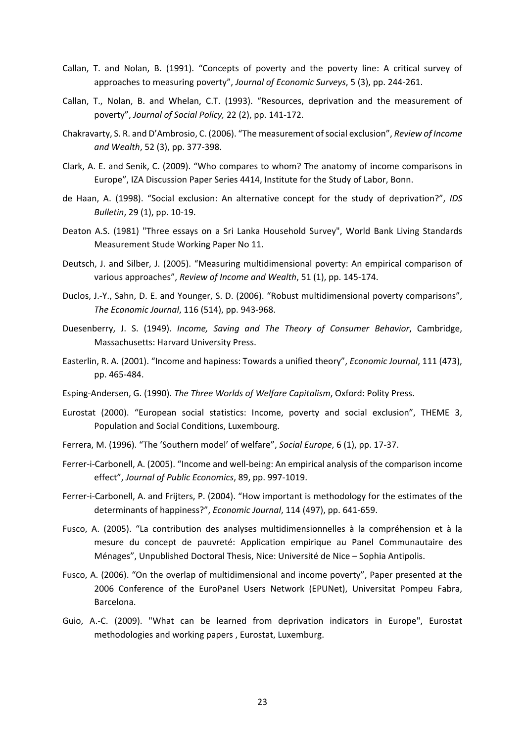Callan, T. and Nolan, B. (1991). "Concepts of poverty and the poverty line: A critical survey of approaches to measuring poverty", *Journal of Economic Surveys*, 5 (3), pp. 244-261.

Callan, T., Nolan, B. and Whelan, C.T. (1993). "Resources, deprivation and the measurement of poverty", *Journal of Social Policy,* 22 (2), pp. 141-172.

Chakravarty, S. R. and D'Ambrosio, C. (2006). "The measurement of social exclusion", *Review of Income and Wealth*, 52 (3), pp. 377-398.

Clark, A. E. and Senik, C. (2009). "Who compares to whom? The anatomy of income comparisons in Europe", IZA Discussion Paper Series 4414, Institute for the Study of Labor, Bonn.

de Haan, A. (1998). "Social exclusion: An alternative concept for the study of deprivation?", *IDS Bulletin*, 29 (1), pp. 10-19.

Deaton A.S. (1981) "Three essays on a Sri Lanka Household Survey", World Bank Living Standards Measurement Stude Working Paper No 11.

Deutsch, J. and Silber, J. (2005). "Measuring multidimensional poverty: An empirical comparison of various approaches", *Review of Income and Wealth*, 51 (1), pp. 145-174.

Duclos, J.-Y., Sahn, D. E. and Younger, S. D. (2006). "Robust multidimensional poverty comparisons", *The Economic Journal*, 116 (514), pp. 943-968.

Duesenberry, J. S. (1949). *Income, Saving and The Theory of Consumer Behavior*, Cambridge, Massachusetts: Harvard University Press.

Easterlin, R. A. (2001). "Income and hapiness: Towards a unified theory", *Economic Journal*, 111 (473), pp. 465-484.

Esping-Andersen, G. (1990). *The Three Worlds of Welfare Capitalism*, Oxford: Polity Press.

Eurostat (2000). "European social statistics: Income, poverty and social exclusion", THEME 3, Population and Social Conditions, Luxembourg.

Ferrera, M. (1996). "The 'Southern model' of welfare", *Social Europe*, 6 (1), pp. 17-37.

Ferrer-i-Carbonell, A. (2005). "Income and well-being: An empirical analysis of the comparison income effect", *Journal of Public Economics*, 89, pp. 997-1019.

Ferrer-i-Carbonell, A. and Frijters, P. (2004). "How important is methodology for the estimates of the determinants of happiness?", *Economic Journal*, 114 (497), pp. 641-659.

Fusco, A. (2005). "La contribution des analyses multidimensionnelles à la compréhension et à la mesure du concept de pauvreté: Application empirique au Panel Communautaire des Ménages", Unpublished Doctoral Thesis, Nice: Université de Nice – Sophia Antipolis.

Fusco, A. (2006). "On the overlap of multidimensional and income poverty", Paper presented at the 2006 Conference of the EuroPanel Users Network (EPUNet), Universitat Pompeu Fabra, Barcelona.

Guio, A.-C. (2009). "What can be learned from deprivation indicators in Europe", Eurostat methodologies and working papers , Eurostat, Luxemburg.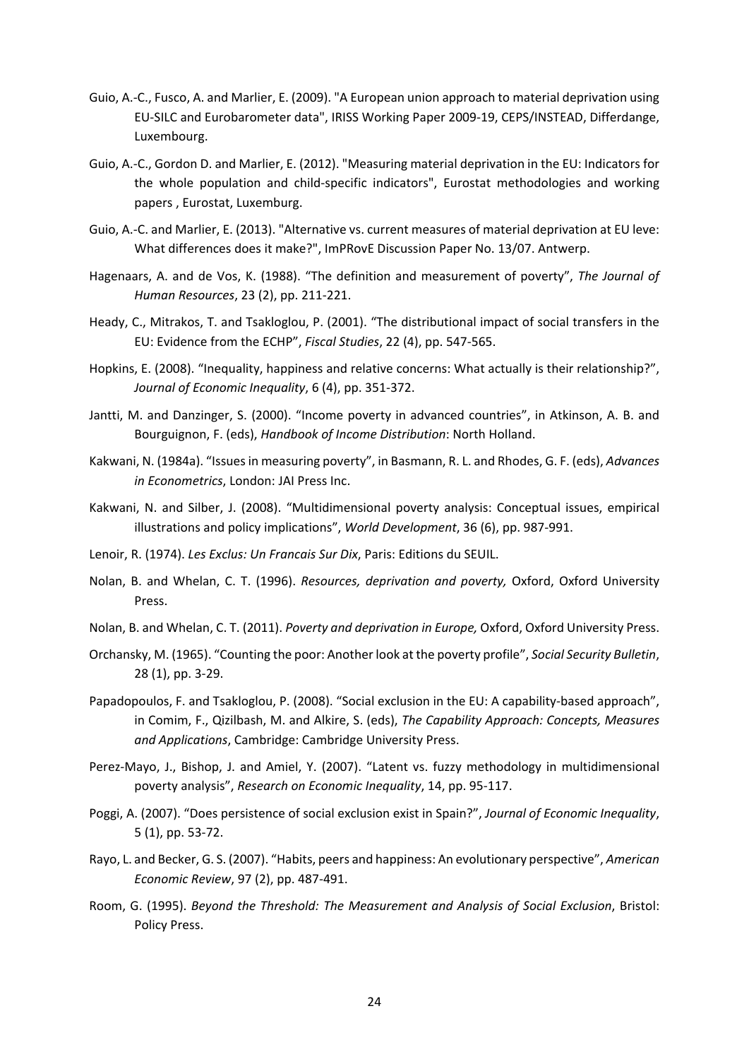Guio, A.-C., Fusco, A. and Marlier, E. (2009). "A European union approach to material deprivation using EU-SILC and Eurobarometer data", IRISS Working Paper 2009-19, CEPS/INSTEAD, Differdange, Luxembourg.

Guio, A.-C., Gordon D. and Marlier, E. (2012). "Measuring material deprivation in the EU: Indicators for the whole population and child-specific indicators", Eurostat methodologies and working papers , Eurostat, Luxemburg.

Guio, A.-C. and Marlier, E. (2013). "Alternative vs. current measures of material deprivation at EU leve: What differences does it make?", ImPRovE Discussion Paper No. 13/07. Antwerp.

Hagenaars, A. and de Vos, K. (1988). "The definition and measurement of poverty", *The Journal of Human Resources*, 23 (2), pp. 211-221.

Heady, C., Mitrakos, T. and Tsakloglou, P. (2001). "The distributional impact of social transfers in the EU: Evidence from the ECHP", *Fiscal Studies*, 22 (4), pp. 547-565.

Hopkins, E. (2008). "Inequality, happiness and relative concerns: What actually is their relationship?", *Journal of Economic Inequality*, 6 (4), pp. 351-372.

Jantti, M. and Danzinger, S. (2000). "Income poverty in advanced countries", in Atkinson, A. B. and Bourguignon, F. (eds), *Handbook of Income Distribution*: North Holland.

Kakwani, N. (1984a). "Issues in measuring poverty", in Basmann, R. L. and Rhodes, G. F. (eds), *Advances in Econometrics*, London: JAI Press Inc.

Kakwani, N. and Silber, J. (2008). "Multidimensional poverty analysis: Conceptual issues, empirical illustrations and policy implications", *World Development*, 36 (6), pp. 987-991.

Lenoir, R. (1974). *Les Exclus: Un Francais Sur Dix*, Paris: Editions du SEUIL.

Nolan, B. and Whelan, C. T. (1996). *Resources, deprivation and poverty,* Oxford, Oxford University Press.

Nolan, B. and Whelan, C. T. (2011). *Poverty and deprivation in Europe,* Oxford, Oxford University Press.

Orchansky, M. (1965). "Counting the poor: Another look at the poverty profile", *Social Security Bulletin*, 28 (1), pp. 3-29.

Papadopoulos, F. and Tsakloglou, P. (2008). "Social exclusion in the EU: A capability-based approach", in Comim, F., Qizilbash, M. and Alkire, S. (eds), *The Capability Approach: Concepts, Measures and Applications*, Cambridge: Cambridge University Press.

Perez-Mayo, J., Bishop, J. and Amiel, Y. (2007). "Latent vs. fuzzy methodology in multidimensional poverty analysis", *Research on Economic Inequality*, 14, pp. 95-117.

Poggi, A. (2007). "Does persistence of social exclusion exist in Spain?", *Journal of Economic Inequality*, 5 (1), pp. 53-72.

Rayo, L. and Becker, G. S. (2007). "Habits, peers and happiness: An evolutionary perspective", *American Economic Review*, 97 (2), pp. 487-491.

Room, G. (1995). *Beyond the Threshold: The Measurement and Analysis of Social Exclusion*, Bristol: Policy Press.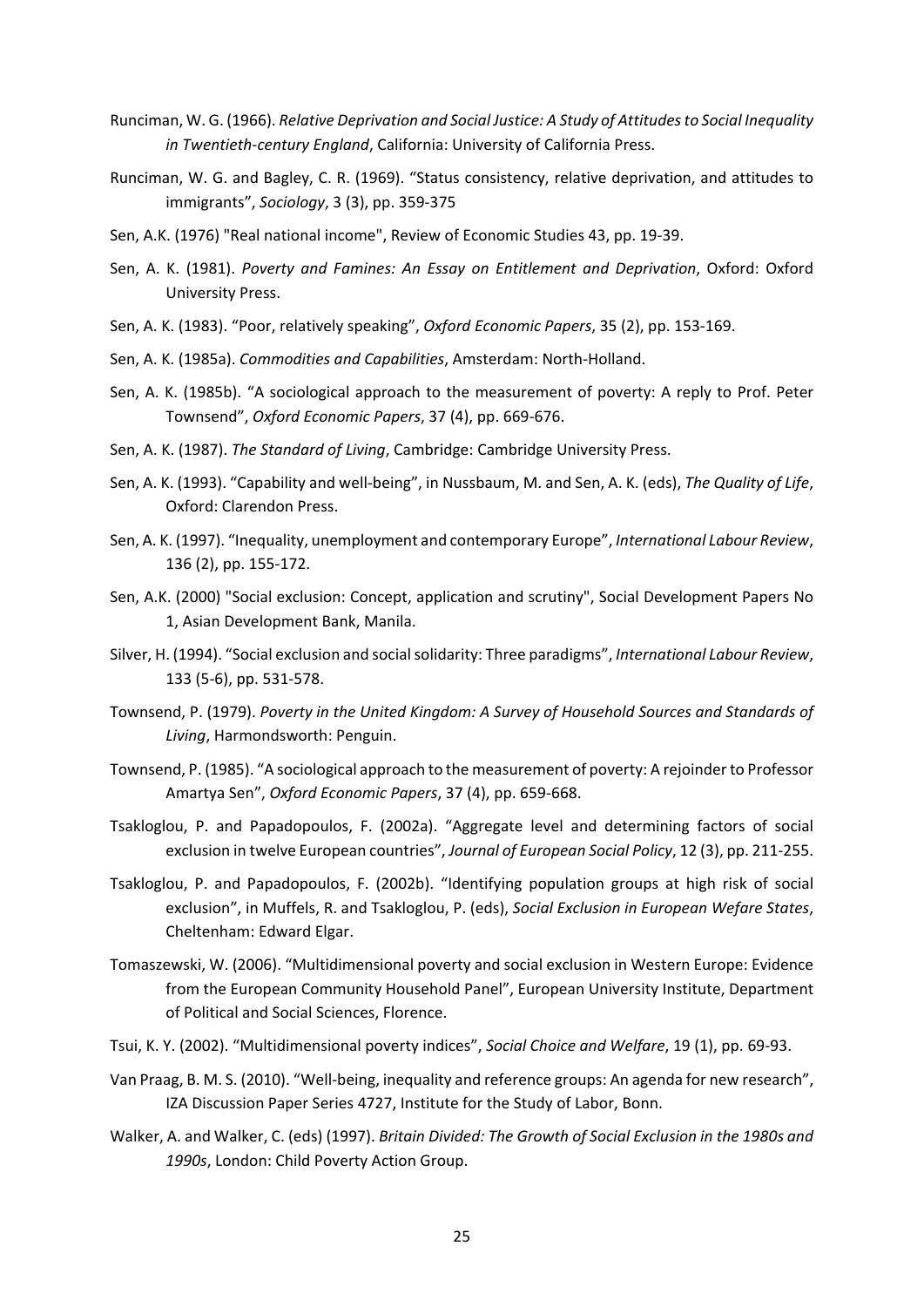Runciman, W. G. (1966). *Relative Deprivation and Social Justice: A Study of Attitudes to Social Inequality in Twentieth-century England*, California: University of California Press.

Runciman, W. G. and Bagley, C. R. (1969). "Status consistency, relative deprivation, and attitudes to immigrants", *Sociology*, 3 (3), pp. 359-375

Sen, A.K. (1976) "Real national income", Review of Economic Studies 43, pp. 19-39.

Sen, A. K. (1981). *Poverty and Famines: An Essay on Entitlement and Deprivation*, Oxford: Oxford University Press.

Sen, A. K. (1983). "Poor, relatively speaking", *Oxford Economic Papers*, 35 (2), pp. 153-169.

Sen, A. K. (1985a). *Commodities and Capabilities*, Amsterdam: North-Holland.

Sen, A. K. (1985b). "A sociological approach to the measurement of poverty: A reply to Prof. Peter Townsend", *Oxford Economic Papers*, 37 (4), pp. 669-676.

Sen, A. K. (1987). *The Standard of Living*, Cambridge: Cambridge University Press.

Sen, A. K. (1993). "Capability and well-being", in Nussbaum, M. and Sen, A. K. (eds), *The Quality of Life*, Oxford: Clarendon Press.

Sen, A. K. (1997). "Inequality, unemployment and contemporary Europe", *International Labour Review*, 136 (2), pp. 155-172.

Sen, A.K. (2000) "Social exclusion: Concept, application and scrutiny", Social Development Papers No 1, Asian Development Bank, Manila.

Silver, H. (1994). "Social exclusion and social solidarity: Three paradigms", *International Labour Review*, 133 (5-6), pp. 531-578.

Townsend, P. (1979). *Poverty in the United Kingdom: A Survey of Household Sources and Standards of Living*, Harmondsworth: Penguin.

Townsend, P. (1985). "A sociological approach to the measurement of poverty: A rejoinder to Professor Amartya Sen", *Oxford Economic Papers*, 37 (4), pp. 659-668.

Tsakloglou, P. and Papadopoulos, F. (2002a). "Aggregate level and determining factors of social exclusion in twelve European countries", *Journal of European Social Policy*, 12 (3), pp. 211-255.

Tsakloglou, P. and Papadopoulos, F. (2002b). "Identifying population groups at high risk of social exclusion", in Muffels, R. and Tsakloglou, P. (eds), *Social Exclusion in European Wefare States*, Cheltenham: Edward Elgar.

Tomaszewski, W. (2006). "Multidimensional poverty and social exclusion in Western Europe: Evidence from the European Community Household Panel", European University Institute, Department of Political and Social Sciences, Florence.

Tsui, K. Y. (2002). "Multidimensional poverty indices", *Social Choice and Welfare*, 19 (1), pp. 69-93.

Van Praag, B. M. S. (2010). "Well-being, inequality and reference groups: An agenda for new research", IZA Discussion Paper Series 4727, Institute for the Study of Labor, Bonn.

Walker, A. and Walker, C. (eds) (1997). *Britain Divided: The Growth of Social Exclusion in the 1980s and 1990s*, London: Child Poverty Action Group.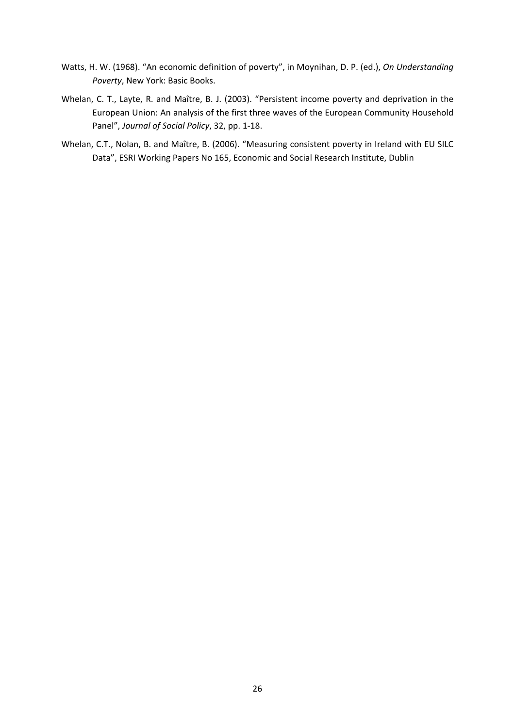Watts, H. W. (1968). “An economic definition of poverty”, in Moynihan, D. P. (ed.), *On Understanding Poverty*, New York: Basic Books.

Whelan, C. T., Layte, R. and Maître, B. J. (2003). “Persistent income poverty and deprivation in the European Union: An analysis of the first three waves of the European Community Household Panel”, *Journal of Social Policy*, 32, pp. 1-18.

Whelan, C.T., Nolan, B. and Maître, B. (2006). “Measuring consistent poverty in Ireland with EU SILC Data”, ESRI Working Papers No 165, Economic and Social Research Institute, Dublin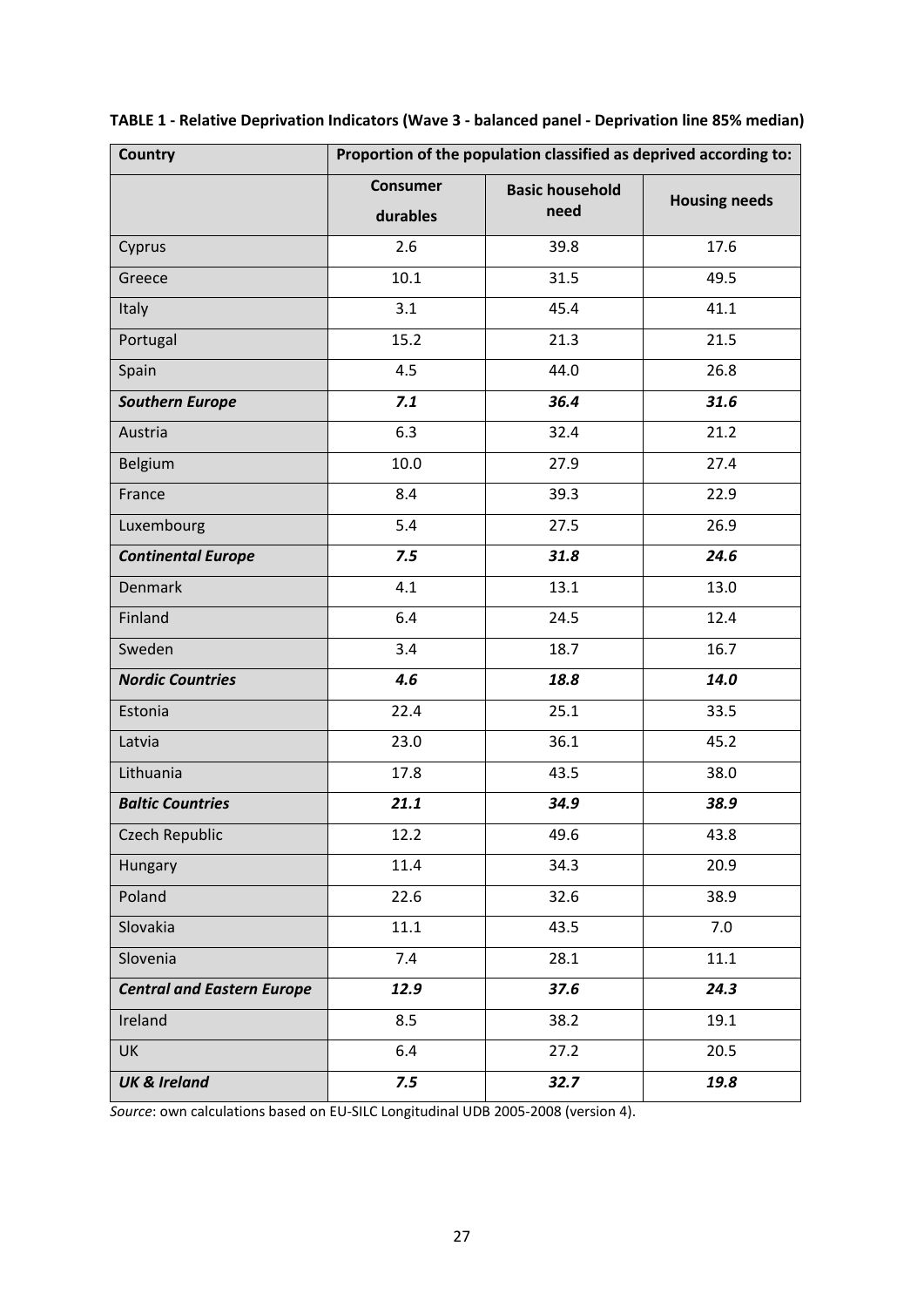**TABLE 1 - Relative Deprivation Indicators (Wave 3 - balanced panel - Deprivation line 85% median)**

| Country | Proportion of the population classified as deprived according to: | | |
|---|---|---|---|
| | Consumer durables | Basic household need | Housing needs |
| Cyprus | 2.6 | 39.8 | 17.6 |
| Greece | 10.1 | 31.5 | 49.5 |
| Italy | 3.1 | 45.4 | 41.1 |
| Portugal | 15.2 | 21.3 | 21.5 |
| Spain | 4.5 | 44.0 | 26.8 |
| ***Southern Europe*** | ***7.1*** | ***36.4*** | ***31.6*** |
| Austria | 6.3 | 32.4 | 21.2 |
| Belgium | 10.0 | 27.9 | 27.4 |
| France | 8.4 | 39.3 | 22.9 |
| Luxembourg | 5.4 | 27.5 | 26.9 |
| ***Continental Europe*** | ***7.5*** | ***31.8*** | ***24.6*** |
| Denmark | 4.1 | 13.1 | 13.0 |
| Finland | 6.4 | 24.5 | 12.4 |
| Sweden | 3.4 | 18.7 | 16.7 |
| ***Nordic Countries*** | ***4.6*** | ***18.8*** | ***14.0*** |
| Estonia | 22.4 | 25.1 | 33.5 |
| Latvia | 23.0 | 36.1 | 45.2 |
| Lithuania | 17.8 | 43.5 | 38.0 |
| ***Baltic Countries*** | ***21.1*** | ***34.9*** | ***38.9*** |
| Czech Republic | 12.2 | 49.6 | 43.8 |
| Hungary | 11.4 | 34.3 | 20.9 |
| Poland | 22.6 | 32.6 | 38.9 |
| Slovakia | 11.1 | 43.5 | 7.0 |
| Slovenia | 7.4 | 28.1 | 11.1 |
| ***Central and Eastern Europe*** | ***12.9*** | ***37.6*** | ***24.3*** |
| Ireland | 8.5 | 38.2 | 19.1 |
| UK | 6.4 | 27.2 | 20.5 |
| ***UK & Ireland*** | ***7.5*** | ***32.7*** | ***19.8*** |

*Source*: own calculations based on EU-SILC Longitudinal UDB 2005-2008 (version 4).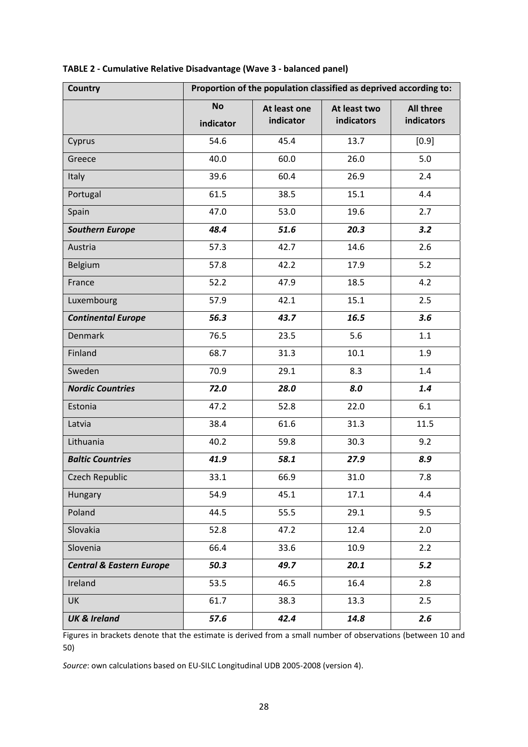**TABLE 2 - Cumulative Relative Disadvantage (Wave 3 - balanced panel)**

| Country | Proportion of the population classified as deprived according to: | | | |
|---|---|---|---|---|
| | No indicator | At least one indicator | At least two indicators | All three indicators |
| Cyprus | 54.6 | 45.4 | 13.7 | [0.9] |
| Greece | 40.0 | 60.0 | 26.0 | 5.0 |
| Italy | 39.6 | 60.4 | 26.9 | 2.4 |
| Portugal | 61.5 | 38.5 | 15.1 | 4.4 |
| Spain | 47.0 | 53.0 | 19.6 | 2.7 |
| ***Southern Europe*** | ***48.4*** | ***51.6*** | ***20.3*** | ***3.2*** |
| Austria | 57.3 | 42.7 | 14.6 | 2.6 |
| Belgium | 57.8 | 42.2 | 17.9 | 5.2 |
| France | 52.2 | 47.9 | 18.5 | 4.2 |
| Luxembourg | 57.9 | 42.1 | 15.1 | 2.5 |
| ***Continental Europe*** | ***56.3*** | ***43.7*** | ***16.5*** | ***3.6*** |
| Denmark | 76.5 | 23.5 | 5.6 | 1.1 |
| Finland | 68.7 | 31.3 | 10.1 | 1.9 |
| Sweden | 70.9 | 29.1 | 8.3 | 1.4 |
| ***Nordic Countries*** | ***72.0*** | ***28.0*** | ***8.0*** | ***1.4*** |
| Estonia | 47.2 | 52.8 | 22.0 | 6.1 |
| Latvia | 38.4 | 61.6 | 31.3 | 11.5 |
| Lithuania | 40.2 | 59.8 | 30.3 | 9.2 |
| ***Baltic Countries*** | ***41.9*** | ***58.1*** | ***27.9*** | ***8.9*** |
| Czech Republic | 33.1 | 66.9 | 31.0 | 7.8 |
| Hungary | 54.9 | 45.1 | 17.1 | 4.4 |
| Poland | 44.5 | 55.5 | 29.1 | 9.5 |
| Slovakia | 52.8 | 47.2 | 12.4 | 2.0 |
| Slovenia | 66.4 | 33.6 | 10.9 | 2.2 |
| ***Central & Eastern Europe*** | ***50.3*** | ***49.7*** | ***20.1*** | ***5.2*** |
| Ireland | 53.5 | 46.5 | 16.4 | 2.8 |
| UK | 61.7 | 38.3 | 13.3 | 2.5 |
| ***UK & Ireland*** | ***57.6*** | ***42.4*** | ***14.8*** | ***2.6*** |

Figures in brackets denote that the estimate is derived from a small number of observations (between 10 and 50)

*Source*: own calculations based on EU-SILC Longitudinal UDB 2005-2008 (version 4).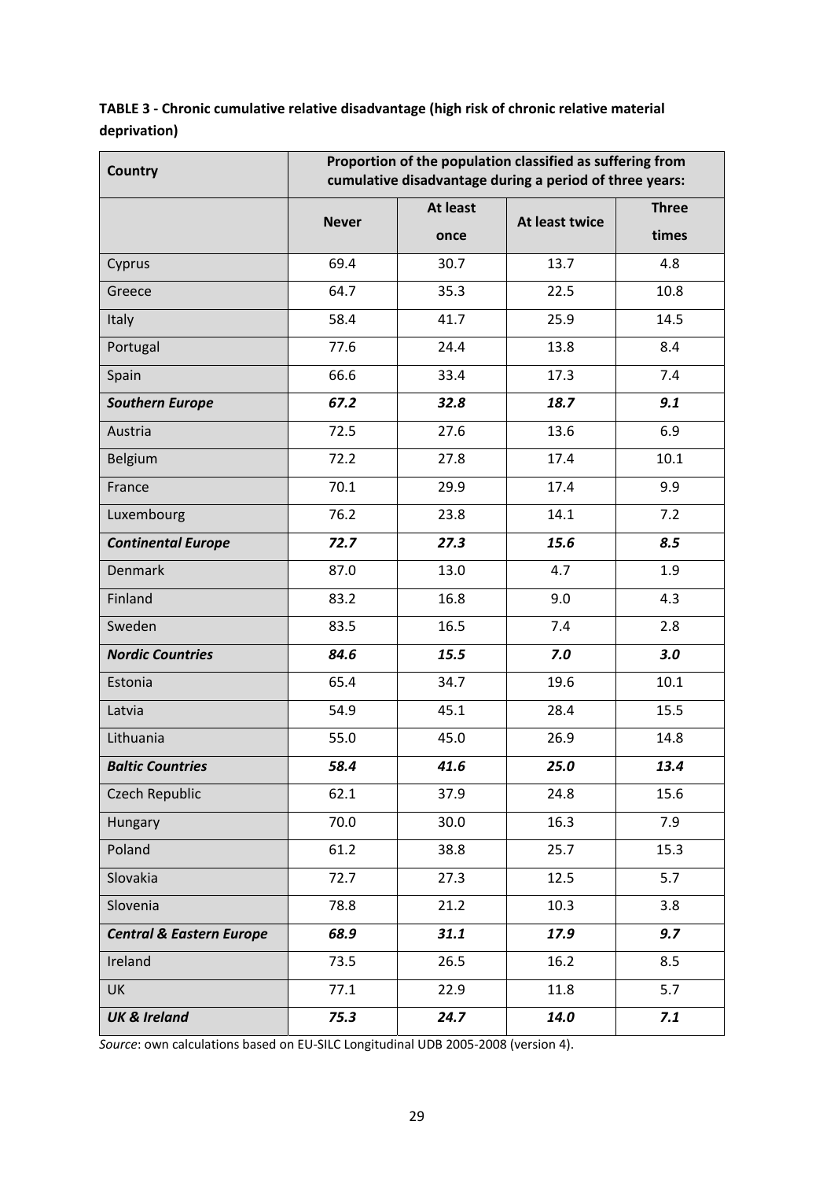**TABLE 3 - Chronic cumulative relative disadvantage (high risk of chronic relative material deprivation)**

| Country | Proportion of the population classified as suffering from cumulative disadvantage during a period of three years: | | | |
|---|---|---|---|---|
| | Never | At least once | At least twice | Three times |
| Cyprus | 69.4 | 30.7 | 13.7 | 4.8 |
| Greece | 64.7 | 35.3 | 22.5 | 10.8 |
| Italy | 58.4 | 41.7 | 25.9 | 14.5 |
| Portugal | 77.6 | 24.4 | 13.8 | 8.4 |
| Spain | 66.6 | 33.4 | 17.3 | 7.4 |
| ***Southern Europe*** | ***67.2*** | ***32.8*** | ***18.7*** | ***9.1*** |
| Austria | 72.5 | 27.6 | 13.6 | 6.9 |
| Belgium | 72.2 | 27.8 | 17.4 | 10.1 |
| France | 70.1 | 29.9 | 17.4 | 9.9 |
| Luxembourg | 76.2 | 23.8 | 14.1 | 7.2 |
| ***Continental Europe*** | ***72.7*** | ***27.3*** | ***15.6*** | ***8.5*** |
| Denmark | 87.0 | 13.0 | 4.7 | 1.9 |
| Finland | 83.2 | 16.8 | 9.0 | 4.3 |
| Sweden | 83.5 | 16.5 | 7.4 | 2.8 |
| ***Nordic Countries*** | ***84.6*** | ***15.5*** | ***7.0*** | ***3.0*** |
| Estonia | 65.4 | 34.7 | 19.6 | 10.1 |
| Latvia | 54.9 | 45.1 | 28.4 | 15.5 |
| Lithuania | 55.0 | 45.0 | 26.9 | 14.8 |
| ***Baltic Countries*** | ***58.4*** | ***41.6*** | ***25.0*** | ***13.4*** |
| Czech Republic | 62.1 | 37.9 | 24.8 | 15.6 |
| Hungary | 70.0 | 30.0 | 16.3 | 7.9 |
| Poland | 61.2 | 38.8 | 25.7 | 15.3 |
| Slovakia | 72.7 | 27.3 | 12.5 | 5.7 |
| Slovenia | 78.8 | 21.2 | 10.3 | 3.8 |
| ***Central & Eastern Europe*** | ***68.9*** | ***31.1*** | ***17.9*** | ***9.7*** |
| Ireland | 73.5 | 26.5 | 16.2 | 8.5 |
| UK | 77.1 | 22.9 | 11.8 | 5.7 |
| ***UK & Ireland*** | ***75.3*** | ***24.7*** | ***14.0*** | ***7.1*** |

*Source*: own calculations based on EU-SILC Longitudinal UDB 2005-2008 (version 4).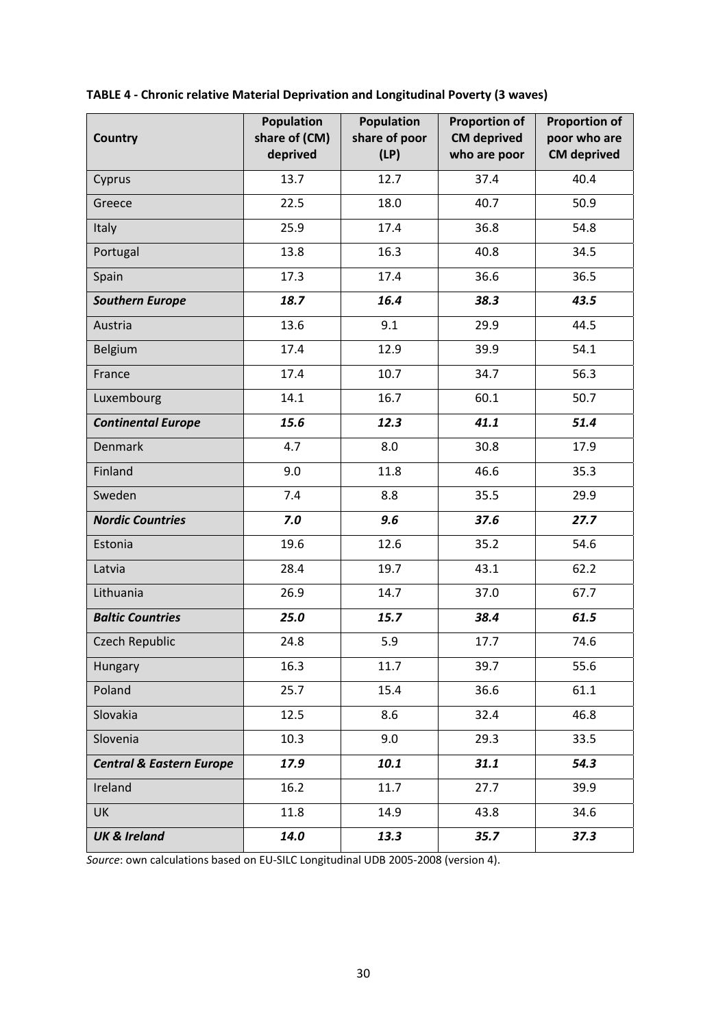**TABLE 4 - Chronic relative Material Deprivation and Longitudinal Poverty (3 waves)**

| Country | Population share of (CM) deprived | Population share of poor (LP) | Proportion of CM deprived who are poor | Proportion of poor who are CM deprived |
|---|---|---|---|---|
| Cyprus | 13.7 | 12.7 | 37.4 | 40.4 |
| Greece | 22.5 | 18.0 | 40.7 | 50.9 |
| Italy | 25.9 | 17.4 | 36.8 | 54.8 |
| Portugal | 13.8 | 16.3 | 40.8 | 34.5 |
| Spain | 17.3 | 17.4 | 36.6 | 36.5 |
| ***Southern Europe*** | ***18.7*** | ***16.4*** | ***38.3*** | ***43.5*** |
| Austria | 13.6 | 9.1 | 29.9 | 44.5 |
| Belgium | 17.4 | 12.9 | 39.9 | 54.1 |
| France | 17.4 | 10.7 | 34.7 | 56.3 |
| Luxembourg | 14.1 | 16.7 | 60.1 | 50.7 |
| ***Continental Europe*** | ***15.6*** | ***12.3*** | ***41.1*** | ***51.4*** |
| Denmark | 4.7 | 8.0 | 30.8 | 17.9 |
| Finland | 9.0 | 11.8 | 46.6 | 35.3 |
| Sweden | 7.4 | 8.8 | 35.5 | 29.9 |
| ***Nordic Countries*** | ***7.0*** | ***9.6*** | ***37.6*** | ***27.7*** |
| Estonia | 19.6 | 12.6 | 35.2 | 54.6 |
| Latvia | 28.4 | 19.7 | 43.1 | 62.2 |
| Lithuania | 26.9 | 14.7 | 37.0 | 67.7 |
| ***Baltic Countries*** | ***25.0*** | ***15.7*** | ***38.4*** | ***61.5*** |
| Czech Republic | 24.8 | 5.9 | 17.7 | 74.6 |
| Hungary | 16.3 | 11.7 | 39.7 | 55.6 |
| Poland | 25.7 | 15.4 | 36.6 | 61.1 |
| Slovakia | 12.5 | 8.6 | 32.4 | 46.8 |
| Slovenia | 10.3 | 9.0 | 29.3 | 33.5 |
| ***Central & Eastern Europe*** | ***17.9*** | ***10.1*** | ***31.1*** | ***54.3*** |
| Ireland | 16.2 | 11.7 | 27.7 | 39.9 |
| UK | 11.8 | 14.9 | 43.8 | 34.6 |
| ***UK & Ireland*** | ***14.0*** | ***13.3*** | ***35.7*** | ***37.3*** |

*Source*: own calculations based on EU-SILC Longitudinal UDB 2005-2008 (version 4).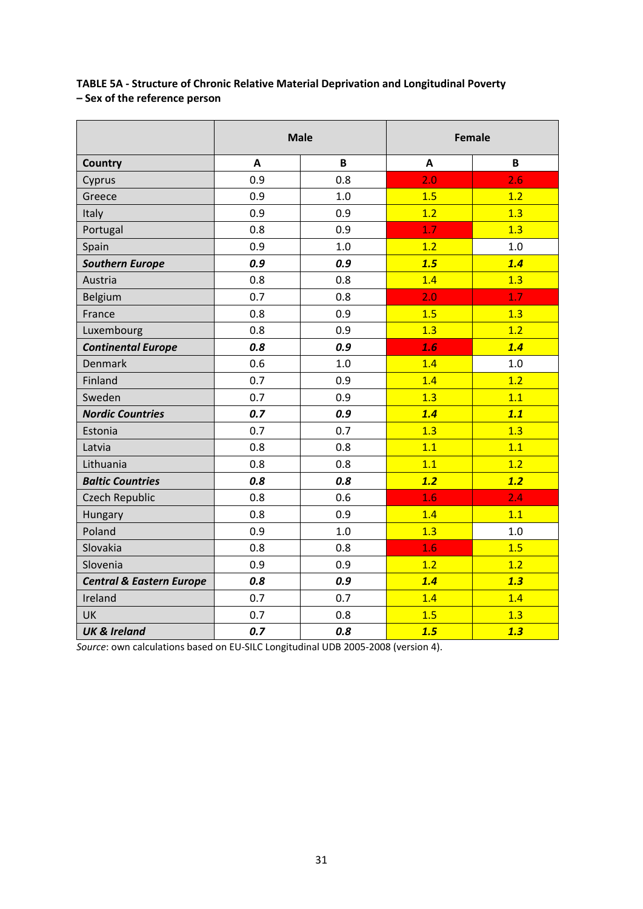**TABLE 5A - Structure of Chronic Relative Material Deprivation and Longitudinal Poverty – Sex of the reference person**

| | Male | | Female | |
|---|---|---|---|---|
| **Country** | **A** | **B** | **A** | **B** |
| Cyprus | 0.9 | 0.8 | 2.0 | 2.6 |
| Greece | 0.9 | 1.0 | 1.5 | 1.2 |
| Italy | 0.9 | 0.9 | 1.2 | 1.3 |
| Portugal | 0.8 | 0.9 | 1.7 | 1.3 |
| Spain | 0.9 | 1.0 | 1.2 | 1.0 |
| ***Southern Europe*** | ***0.9*** | ***0.9*** | ***1.5*** | ***1.4*** |
| Austria | 0.8 | 0.8 | 1.4 | 1.3 |
| Belgium | 0.7 | 0.8 | 2.0 | 1.7 |
| France | 0.8 | 0.9 | 1.5 | 1.3 |
| Luxembourg | 0.8 | 0.9 | 1.3 | 1.2 |
| ***Continental Europe*** | ***0.8*** | ***0.9*** | ***1.6*** | ***1.4*** |
| Denmark | 0.6 | 1.0 | 1.4 | 1.0 |
| Finland | 0.7 | 0.9 | 1.4 | 1.2 |
| Sweden | 0.7 | 0.9 | 1.3 | 1.1 |
| ***Nordic Countries*** | ***0.7*** | ***0.9*** | ***1.4*** | ***1.1*** |
| Estonia | 0.7 | 0.7 | 1.3 | 1.3 |
| Latvia | 0.8 | 0.8 | 1.1 | 1.1 |
| Lithuania | 0.8 | 0.8 | 1.1 | 1.2 |
| ***Baltic Countries*** | ***0.8*** | ***0.8*** | ***1.2*** | ***1.2*** |
| Czech Republic | 0.8 | 0.6 | 1.6 | 2.4 |
| Hungary | 0.8 | 0.9 | 1.4 | 1.1 |
| Poland | 0.9 | 1.0 | 1.3 | 1.0 |
| Slovakia | 0.8 | 0.8 | 1.6 | 1.5 |
| Slovenia | 0.9 | 0.9 | 1.2 | 1.2 |
| ***Central & Eastern Europe*** | ***0.8*** | ***0.9*** | ***1.4*** | ***1.3*** |
| Ireland | 0.7 | 0.7 | 1.4 | 1.4 |
| UK | 0.7 | 0.8 | 1.5 | 1.3 |
| ***UK & Ireland*** | ***0.7*** | ***0.8*** | ***1.5*** | ***1.3*** |

*Source*: own calculations based on EU-SILC Longitudinal UDB 2005-2008 (version 4).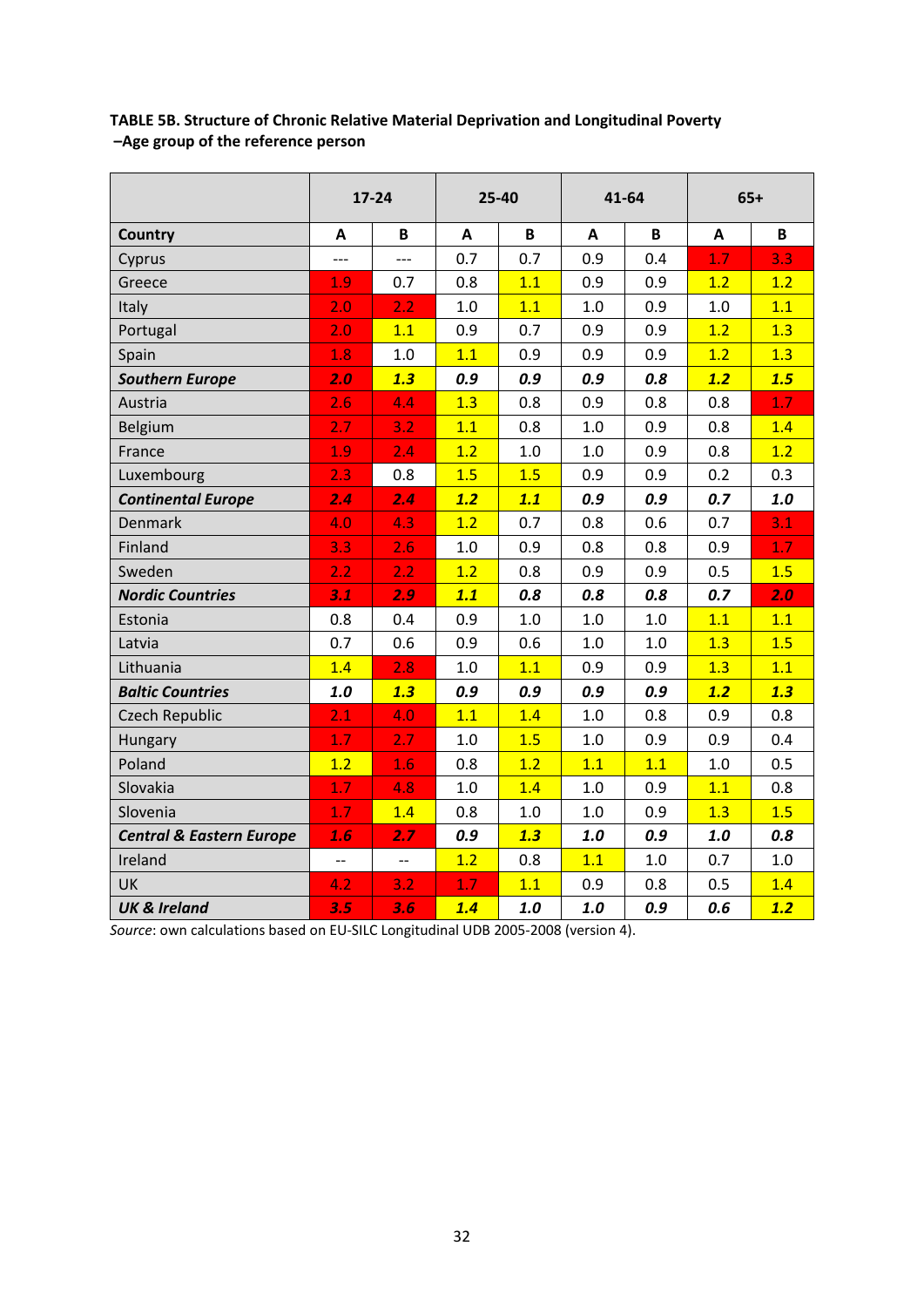**TABLE 5B. Structure of Chronic Relative Material Deprivation and Longitudinal Poverty –Age group of the reference person**

| | 17-24 | | 25-40 | | 41-64 | | 65+ | |
|---|---|---|---|---|---|---|---|---|
| **Country** | **A** | **B** | **A** | **B** | **A** | **B** | **A** | **B** |
| Cyprus | --- | --- | 0.7 | 0.7 | 0.9 | 0.4 | 1.7 | 3.3 |
| Greece | 1.9 | 0.7 | 0.8 | 1.1 | 0.9 | 0.9 | 1.2 | 1.2 |
| Italy | 2.0 | 2.2 | 1.0 | 1.1 | 1.0 | 0.9 | 1.0 | 1.1 |
| Portugal | 2.0 | 1.1 | 0.9 | 0.7 | 0.9 | 0.9 | 1.2 | 1.3 |
| Spain | 1.8 | 1.0 | 1.1 | 0.9 | 0.9 | 0.9 | 1.2 | 1.3 |
| ***Southern Europe*** | ***2.0*** | ***1.3*** | ***0.9*** | ***0.9*** | ***0.9*** | ***0.8*** | ***1.2*** | ***1.5*** |
| Austria | 2.6 | 4.4 | 1.3 | 0.8 | 0.9 | 0.8 | 0.8 | 1.7 |
| Belgium | 2.7 | 3.2 | 1.1 | 0.8 | 1.0 | 0.9 | 0.8 | 1.4 |
| France | 1.9 | 2.4 | 1.2 | 1.0 | 1.0 | 0.9 | 0.8 | 1.2 |
| Luxembourg | 2.3 | 0.8 | 1.5 | 1.5 | 0.9 | 0.9 | 0.2 | 0.3 |
| ***Continental Europe*** | ***2.4*** | ***2.4*** | ***1.2*** | ***1.1*** | ***0.9*** | ***0.9*** | ***0.7*** | ***1.0*** |
| Denmark | 4.0 | 4.3 | 1.2 | 0.7 | 0.8 | 0.6 | 0.7 | 3.1 |
| Finland | 3.3 | 2.6 | 1.0 | 0.9 | 0.8 | 0.8 | 0.9 | 1.7 |
| Sweden | 2.2 | 2.2 | 1.2 | 0.8 | 0.9 | 0.9 | 0.5 | 1.5 |
| ***Nordic Countries*** | ***3.1*** | ***2.9*** | ***1.1*** | ***0.8*** | ***0.8*** | ***0.8*** | ***0.7*** | ***2.0*** |
| Estonia | 0.8 | 0.4 | 0.9 | 1.0 | 1.0 | 1.0 | 1.1 | 1.1 |
| Latvia | 0.7 | 0.6 | 0.9 | 0.6 | 1.0 | 1.0 | 1.3 | 1.5 |
| Lithuania | 1.4 | 2.8 | 1.0 | 1.1 | 0.9 | 0.9 | 1.3 | 1.1 |
| ***Baltic Countries*** | ***1.0*** | ***1.3*** | ***0.9*** | ***0.9*** | ***0.9*** | ***0.9*** | ***1.2*** | ***1.3*** |
| Czech Republic | 2.1 | 4.0 | 1.1 | 1.4 | 1.0 | 0.8 | 0.9 | 0.8 |
| Hungary | 1.7 | 2.7 | 1.0 | 1.5 | 1.0 | 0.9 | 0.9 | 0.4 |
| Poland | 1.2 | 1.6 | 0.8 | 1.2 | 1.1 | 1.1 | 1.0 | 0.5 |
| Slovakia | 1.7 | 4.8 | 1.0 | 1.4 | 1.0 | 0.9 | 1.1 | 0.8 |
| Slovenia | 1.7 | 1.4 | 0.8 | 1.0 | 1.0 | 0.9 | 1.3 | 1.5 |
| ***Central & Eastern Europe*** | ***1.6*** | ***2.7*** | ***0.9*** | ***1.3*** | ***1.0*** | ***0.9*** | ***1.0*** | ***0.8*** |
| Ireland | -- | -- | 1.2 | 0.8 | 1.1 | 1.0 | 0.7 | 1.0 |
| UK | 4.2 | 3.2 | 1.7 | 1.1 | 0.9 | 0.8 | 0.5 | 1.4 |
| ***UK & Ireland*** | ***3.5*** | ***3.6*** | ***1.4*** | ***1.0*** | ***1.0*** | ***0.9*** | ***0.6*** | ***1.2*** |

*Source*: own calculations based on EU-SILC Longitudinal UDB 2005-2008 (version 4).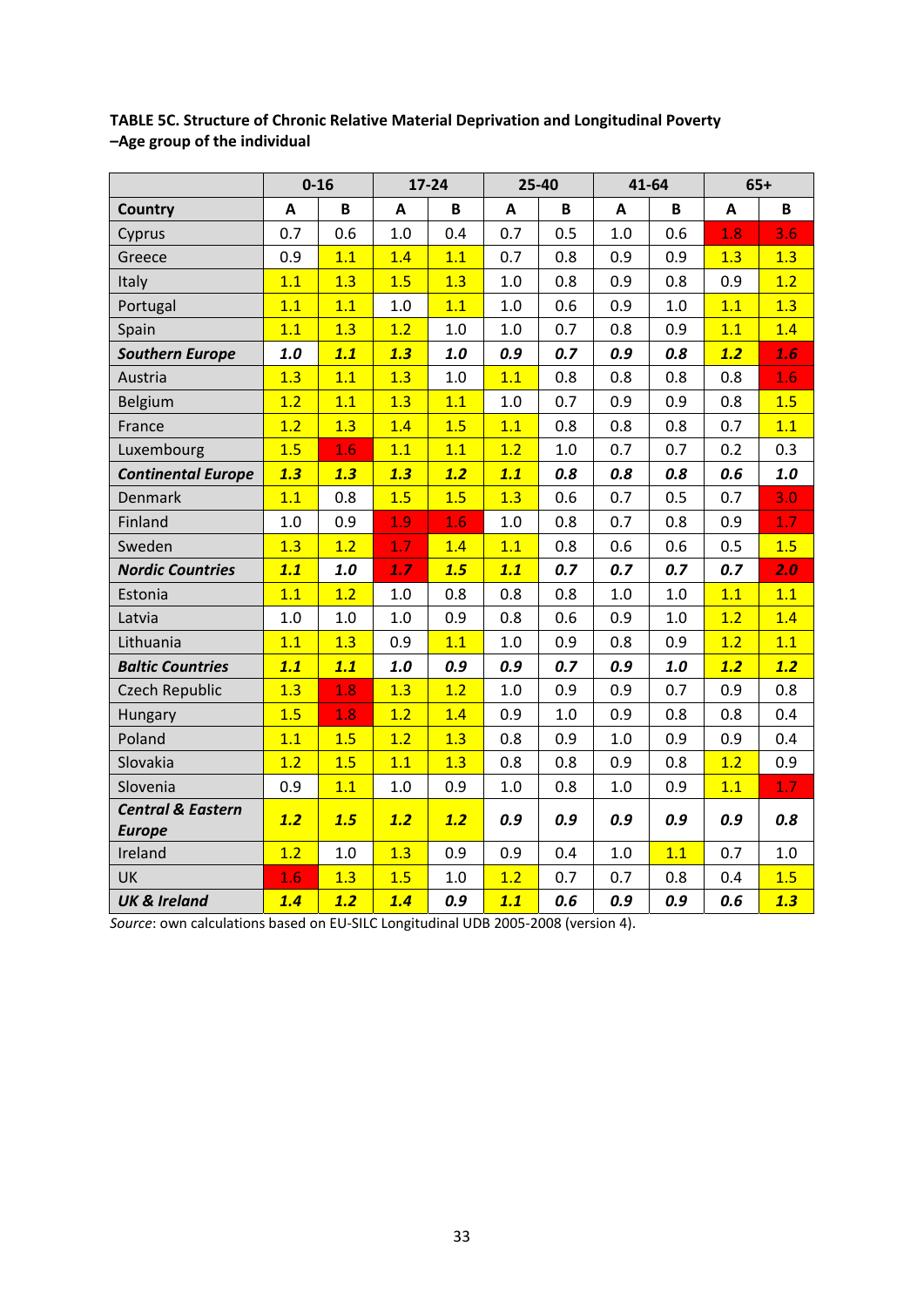**TABLE 5C. Structure of Chronic Relative Material Deprivation and Longitudinal Poverty –Age group of the individual**

| | 0-16 | | 17-24 | | 25-40 | | 41-64 | | 65+ | |
|---|---|---|---|---|---|---|---|---|---|---|
| **Country** | **A** | **B** | **A** | **B** | **A** | **B** | **A** | **B** | **A** | **B** |
| Cyprus | 0.7 | 0.6 | 1.0 | 0.4 | 0.7 | 0.5 | 1.0 | 0.6 | 1.8 | 3.6 |
| Greece | 0.9 | 1.1 | 1.4 | 1.1 | 0.7 | 0.8 | 0.9 | 0.9 | 1.3 | 1.3 |
| Italy | 1.1 | 1.3 | 1.5 | 1.3 | 1.0 | 0.8 | 0.9 | 0.8 | 0.9 | 1.2 |
| Portugal | 1.1 | 1.1 | 1.0 | 1.1 | 1.0 | 0.6 | 0.9 | 1.0 | 1.1 | 1.3 |
| Spain | 1.1 | 1.3 | 1.2 | 1.0 | 1.0 | 0.7 | 0.8 | 0.9 | 1.1 | 1.4 |
| ***Southern Europe*** | ***1.0*** | ***1.1*** | ***1.3*** | ***1.0*** | ***0.9*** | ***0.7*** | ***0.9*** | ***0.8*** | ***1.2*** | ***1.6*** |
| Austria | 1.3 | 1.1 | 1.3 | 1.0 | 1.1 | 0.8 | 0.8 | 0.8 | 0.8 | 1.6 |
| Belgium | 1.2 | 1.1 | 1.3 | 1.1 | 1.0 | 0.7 | 0.9 | 0.9 | 0.8 | 1.5 |
| France | 1.2 | 1.3 | 1.4 | 1.5 | 1.1 | 0.8 | 0.8 | 0.8 | 0.7 | 1.1 |
| Luxembourg | 1.5 | 1.6 | 1.1 | 1.1 | 1.2 | 1.0 | 0.7 | 0.7 | 0.2 | 0.3 |
| ***Continental Europe*** | ***1.3*** | ***1.3*** | ***1.3*** | ***1.2*** | ***1.1*** | ***0.8*** | ***0.8*** | ***0.8*** | ***0.6*** | ***1.0*** |
| Denmark | 1.1 | 0.8 | 1.5 | 1.5 | 1.3 | 0.6 | 0.7 | 0.5 | 0.7 | 3.0 |
| Finland | 1.0 | 0.9 | 1.9 | 1.6 | 1.0 | 0.8 | 0.7 | 0.8 | 0.9 | 1.7 |
| Sweden | 1.3 | 1.2 | 1.7 | 1.4 | 1.1 | 0.8 | 0.6 | 0.6 | 0.5 | 1.5 |
| ***Nordic Countries*** | ***1.1*** | ***1.0*** | ***1.7*** | ***1.5*** | ***1.1*** | ***0.7*** | ***0.7*** | ***0.7*** | ***0.7*** | ***2.0*** |
| Estonia | 1.1 | 1.2 | 1.0 | 0.8 | 0.8 | 0.8 | 1.0 | 1.0 | 1.1 | 1.1 |
| Latvia | 1.0 | 1.0 | 1.0 | 0.9 | 0.8 | 0.6 | 0.9 | 1.0 | 1.2 | 1.4 |
| Lithuania | 1.1 | 1.3 | 0.9 | 1.1 | 1.0 | 0.9 | 0.8 | 0.9 | 1.2 | 1.1 |
| ***Baltic Countries*** | ***1.1*** | ***1.1*** | ***1.0*** | ***0.9*** | ***0.9*** | ***0.7*** | ***0.9*** | ***1.0*** | ***1.2*** | ***1.2*** |
| Czech Republic | 1.3 | 1.8 | 1.3 | 1.2 | 1.0 | 0.9 | 0.9 | 0.7 | 0.9 | 0.8 |
| Hungary | 1.5 | 1.8 | 1.2 | 1.4 | 0.9 | 1.0 | 0.9 | 0.8 | 0.8 | 0.4 |
| Poland | 1.1 | 1.5 | 1.2 | 1.3 | 0.8 | 0.9 | 1.0 | 0.9 | 0.9 | 0.4 |
| Slovakia | 1.2 | 1.5 | 1.1 | 1.3 | 0.8 | 0.8 | 0.9 | 0.8 | 1.2 | 0.9 |
| Slovenia | 0.9 | 1.1 | 1.0 | 0.9 | 1.0 | 0.8 | 1.0 | 0.9 | 1.1 | 1.7 |
| ***Central & Eastern Europe*** | ***1.2*** | ***1.5*** | ***1.2*** | ***1.2*** | ***0.9*** | ***0.9*** | ***0.9*** | ***0.9*** | ***0.9*** | ***0.8*** |
| Ireland | 1.2 | 1.0 | 1.3 | 0.9 | 0.9 | 0.4 | 1.0 | 1.1 | 0.7 | 1.0 |
| UK | 1.6 | 1.3 | 1.5 | 1.0 | 1.2 | 0.7 | 0.7 | 0.8 | 0.4 | 1.5 |
| ***UK & Ireland*** | ***1.4*** | ***1.2*** | ***1.4*** | ***0.9*** | ***1.1*** | ***0.6*** | ***0.9*** | ***0.9*** | ***0.6*** | ***1.3*** |

*Source*: own calculations based on EU-SILC Longitudinal UDB 2005-2008 (version 4).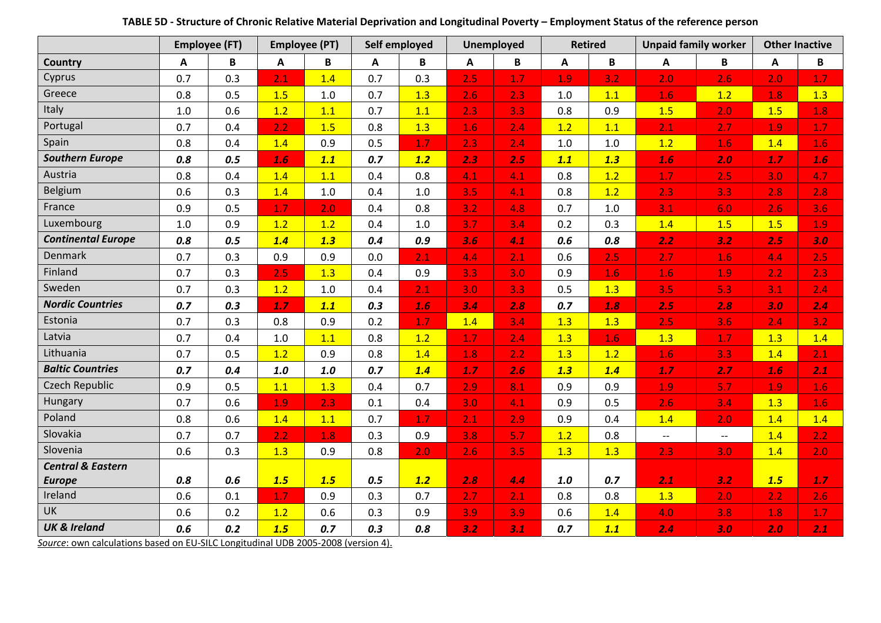**TABLE 5D - Structure of Chronic Relative Material Deprivation and Longitudinal Poverty – Employment Status of the reference person**

| | Employee (FT) | | Employee (PT) | | Self employed | | Unemployed | | Retired | | Unpaid family worker | | Other Inactive | |
|---|---|---|---|---|---|---|---|---|---|---|---|---|---|---|
| **Country** | **A** | **B** | **A** | **B** | **A** | **B** | **A** | **B** | **A** | **B** | **A** | **B** | **A** | **B** |
| Cyprus | 0.7 | 0.3 | 2.1 | 1.4 | 0.7 | 0.3 | 2.5 | 1.7 | 1.9 | 3.2 | 2.0 | 2.6 | 2.0 | 1.7 |
| Greece | 0.8 | 0.5 | 1.5 | 1.0 | 0.7 | 1.3 | 2.6 | 2.3 | 1.0 | 1.1 | 1.6 | 1.2 | 1.8 | 1.3 |
| Italy | 1.0 | 0.6 | 1.2 | 1.1 | 0.7 | 1.1 | 2.3 | 3.3 | 0.8 | 0.9 | 1.5 | 2.0 | 1.5 | 1.8 |
| Portugal | 0.7 | 0.4 | 2.2 | 1.5 | 0.8 | 1.3 | 1.6 | 2.4 | 1.2 | 1.1 | 2.1 | 2.7 | 1.9 | 1.7 |
| Spain | 0.8 | 0.4 | 1.4 | 0.9 | 0.5 | 1.7 | 2.3 | 2.4 | 1.0 | 1.0 | 1.2 | 1.6 | 1.4 | 1.6 |
| ***Southern Europe*** | ***0.8*** | ***0.5*** | ***1.6*** | ***1.1*** | ***0.7*** | ***1.2*** | ***2.3*** | ***2.5*** | ***1.1*** | ***1.3*** | ***1.6*** | ***2.0*** | ***1.7*** | ***1.6*** |
| Austria | 0.8 | 0.4 | 1.4 | 1.1 | 0.4 | 0.8 | 4.1 | 4.1 | 0.8 | 1.2 | 1.7 | 2.5 | 3.0 | 4.7 |
| Belgium | 0.6 | 0.3 | 1.4 | 1.0 | 0.4 | 1.0 | 3.5 | 4.1 | 0.8 | 1.2 | 2.3 | 3.3 | 2.8 | 2.8 |
| France | 0.9 | 0.5 | 1.7 | 2.0 | 0.4 | 0.8 | 3.2 | 4.8 | 0.7 | 1.0 | 3.1 | 6.0 | 2.6 | 3.6 |
| Luxembourg | 1.0 | 0.9 | 1.2 | 1.2 | 0.4 | 1.0 | 3.7 | 3.4 | 0.2 | 0.3 | 1.4 | 1.5 | 1.5 | 1.9 |
| ***Continental Europe*** | ***0.8*** | ***0.5*** | ***1.4*** | ***1.3*** | ***0.4*** | ***0.9*** | ***3.6*** | ***4.1*** | ***0.6*** | ***0.8*** | ***2.2*** | ***3.2*** | ***2.5*** | ***3.0*** |
| Denmark | 0.7 | 0.3 | 0.9 | 0.9 | 0.0 | 2.1 | 4.4 | 2.1 | 0.6 | 2.5 | 2.7 | 1.6 | 4.4 | 2.5 |
| Finland | 0.7 | 0.3 | 2.5 | 1.3 | 0.4 | 0.9 | 3.3 | 3.0 | 0.9 | 1.6 | 1.6 | 1.9 | 2.2 | 2.3 |
| Sweden | 0.7 | 0.3 | 1.2 | 1.0 | 0.4 | 2.1 | 3.0 | 3.3 | 0.5 | 1.3 | 3.5 | 5.3 | 3.1 | 2.4 |
| ***Nordic Countries*** | ***0.7*** | ***0.3*** | ***1.7*** | ***1.1*** | ***0.3*** | ***1.6*** | ***3.4*** | ***2.8*** | ***0.7*** | ***1.8*** | ***2.5*** | ***2.8*** | ***3.0*** | ***2.4*** |
| Estonia | 0.7 | 0.3 | 0.8 | 0.9 | 0.2 | 1.7 | 1.4 | 3.4 | 1.3 | 1.3 | 2.5 | 3.6 | 2.4 | 3.2 |
| Latvia | 0.7 | 0.4 | 1.0 | 1.1 | 0.8 | 1.2 | 1.7 | 2.4 | 1.3 | 1.6 | 1.3 | 1.7 | 1.3 | 1.4 |
| Lithuania | 0.7 | 0.5 | 1.2 | 0.9 | 0.8 | 1.4 | 1.8 | 2.2 | 1.3 | 1.2 | 1.6 | 3.3 | 1.4 | 2.1 |
| ***Baltic Countries*** | ***0.7*** | ***0.4*** | ***1.0*** | ***1.0*** | ***0.7*** | ***1.4*** | ***1.7*** | ***2.6*** | ***1.3*** | ***1.4*** | ***1.7*** | ***2.7*** | ***1.6*** | ***2.1*** |
| Czech Republic | 0.9 | 0.5 | 1.1 | 1.3 | 0.4 | 0.7 | 2.9 | 8.1 | 0.9 | 0.9 | 1.9 | 5.7 | 1.9 | 1.6 |
| Hungary | 0.7 | 0.6 | 1.9 | 2.3 | 0.1 | 0.4 | 3.0 | 4.1 | 0.9 | 0.5 | 2.6 | 3.4 | 1.3 | 1.6 |
| Poland | 0.8 | 0.6 | 1.4 | 1.1 | 0.7 | 1.7 | 2.1 | 2.9 | 0.9 | 0.4 | 1.4 | 2.0 | 1.4 | 1.4 |
| Slovakia | 0.7 | 0.7 | 2.2 | 1.8 | 0.3 | 0.9 | 3.8 | 5.7 | 1.2 | 0.8 | -- | -- | 1.4 | 2.2 |
| Slovenia | 0.6 | 0.3 | 1.3 | 0.9 | 0.8 | 2.0 | 2.6 | 3.5 | 1.3 | 1.3 | 2.3 | 3.0 | 1.4 | 2.0 |
| ***Central & Eastern Europe*** | ***0.8*** | ***0.6*** | ***1.5*** | ***1.5*** | ***0.5*** | ***1.2*** | ***2.8*** | ***4.4*** | ***1.0*** | ***0.7*** | ***2.1*** | ***3.2*** | ***1.5*** | ***1.7*** |
| Ireland | 0.6 | 0.1 | 1.7 | 0.9 | 0.3 | 0.7 | 2.7 | 2.1 | 0.8 | 0.8 | 1.3 | 2.0 | 2.2 | 2.6 |
| UK | 0.6 | 0.2 | 1.2 | 0.6 | 0.3 | 0.9 | 3.9 | 3.9 | 0.6 | 1.4 | 4.0 | 3.8 | 1.8 | 1.7 |
| ***UK & Ireland*** | ***0.6*** | ***0.2*** | ***1.5*** | ***0.7*** | ***0.3*** | ***0.8*** | ***3.2*** | ***3.1*** | ***0.7*** | ***1.1*** | ***2.4*** | ***3.0*** | ***2.0*** | ***2.1*** |

*Source*: own calculations based on EU-SILC Longitudinal UDB 2005-2008 (version 4).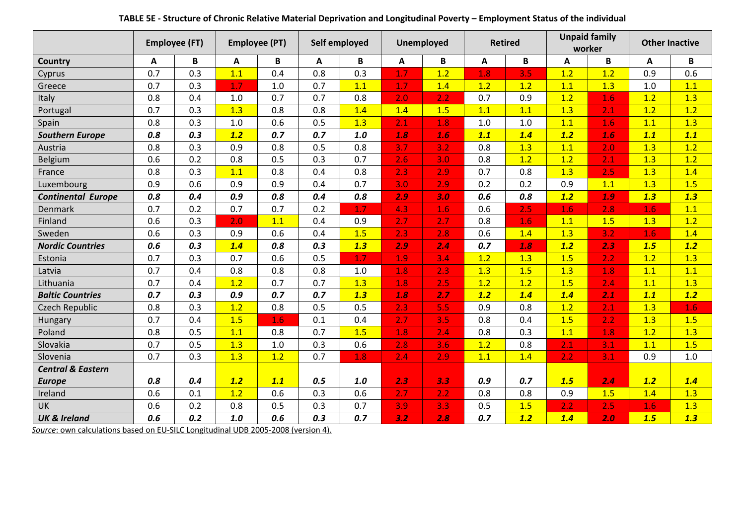**TABLE 5E - Structure of Chronic Relative Material Deprivation and Longitudinal Poverty – Employment Status of the individual**

| | Employee (FT) | | Employee (PT) | | Self employed | | Unemployed | | Retired | | Unpaid family worker | | Other Inactive | |
|---|---|---|---|---|---|---|---|---|---|---|---|---|---|---|
| **Country** | **A** | **B** | **A** | **B** | **A** | **B** | **A** | **B** | **A** | **B** | **A** | **B** | **A** | **B** |
| Cyprus | 0.7 | 0.3 | 1.1 | 0.4 | 0.8 | 0.3 | 1.7 | 1.2 | 1.8 | 3.5 | 1.2 | 1.2 | 0.9 | 0.6 |
| Greece | 0.7 | 0.3 | 1.7 | 1.0 | 0.7 | 1.1 | 1.7 | 1.4 | 1.2 | 1.2 | 1.1 | 1.3 | 1.0 | 1.1 |
| Italy | 0.8 | 0.4 | 1.0 | 0.7 | 0.7 | 0.8 | 2.0 | 2.2 | 0.7 | 0.9 | 1.2 | 1.6 | 1.2 | 1.3 |
| Portugal | 0.7 | 0.3 | 1.3 | 0.8 | 0.8 | 1.4 | 1.4 | 1.5 | 1.1 | 1.1 | 1.3 | 2.1 | 1.2 | 1.2 |
| Spain | 0.8 | 0.3 | 1.0 | 0.6 | 0.5 | 1.3 | 2.1 | 1.8 | 1.0 | 1.0 | 1.1 | 1.6 | 1.1 | 1.3 |
| ***Southern Europe*** | ***0.8*** | ***0.3*** | ***1.2*** | ***0.7*** | ***0.7*** | ***1.0*** | ***1.8*** | ***1.6*** | ***1.1*** | ***1.4*** | ***1.2*** | ***1.6*** | ***1.1*** | ***1.1*** |
| Austria | 0.8 | 0.3 | 0.9 | 0.8 | 0.5 | 0.8 | 3.7 | 3.2 | 0.8 | 1.3 | 1.1 | 2.0 | 1.3 | 1.2 |
| Belgium | 0.6 | 0.2 | 0.8 | 0.5 | 0.3 | 0.7 | 2.6 | 3.0 | 0.8 | 1.2 | 1.2 | 2.1 | 1.3 | 1.2 |
| France | 0.8 | 0.3 | 1.1 | 0.8 | 0.4 | 0.8 | 2.3 | 2.9 | 0.7 | 0.8 | 1.3 | 2.5 | 1.3 | 1.4 |
| Luxembourg | 0.9 | 0.6 | 0.9 | 0.9 | 0.4 | 0.7 | 3.0 | 2.9 | 0.2 | 0.2 | 0.9 | 1.1 | 1.3 | 1.5 |
| ***Continental Europe*** | ***0.8*** | ***0.4*** | ***0.9*** | ***0.8*** | ***0.4*** | ***0.8*** | ***2.9*** | ***3.0*** | ***0.6*** | ***0.8*** | ***1.2*** | ***1.9*** | ***1.3*** | ***1.3*** |
| Denmark | 0.7 | 0.2 | 0.7 | 0.7 | 0.2 | 1.7 | 4.3 | 1.6 | 0.6 | 2.5 | 1.6 | 2.8 | 1.6 | 1.1 |
| Finland | 0.6 | 0.3 | 2.0 | 1.1 | 0.4 | 0.9 | 2.7 | 2.7 | 0.8 | 1.6 | 1.1 | 1.5 | 1.3 | 1.2 |
| Sweden | 0.6 | 0.3 | 0.9 | 0.6 | 0.4 | 1.5 | 2.3 | 2.8 | 0.6 | 1.4 | 1.3 | 3.2 | 1.6 | 1.4 |
| ***Nordic Countries*** | ***0.6*** | ***0.3*** | ***1.4*** | ***0.8*** | ***0.3*** | ***1.3*** | ***2.9*** | ***2.4*** | ***0.7*** | ***1.8*** | ***1.2*** | ***2.3*** | ***1.5*** | ***1.2*** |
| Estonia | 0.7 | 0.3 | 0.7 | 0.6 | 0.5 | 1.7 | 1.9 | 3.4 | 1.2 | 1.3 | 1.5 | 2.2 | 1.2 | 1.3 |
| Latvia | 0.7 | 0.4 | 0.8 | 0.8 | 0.8 | 1.0 | 1.8 | 2.3 | 1.3 | 1.5 | 1.3 | 1.8 | 1.1 | 1.1 |
| Lithuania | 0.7 | 0.4 | 1.2 | 0.7 | 0.7 | 1.3 | 1.8 | 2.5 | 1.2 | 1.2 | 1.5 | 2.4 | 1.1 | 1.3 |
| ***Baltic Countries*** | ***0.7*** | ***0.3*** | ***0.9*** | ***0.7*** | ***0.7*** | ***1.3*** | ***1.8*** | ***2.7*** | ***1.2*** | ***1.4*** | ***1.4*** | ***2.1*** | ***1.1*** | ***1.2*** |
| Czech Republic | 0.8 | 0.3 | 1.2 | 0.8 | 0.5 | 0.5 | 2.3 | 5.5 | 0.9 | 0.8 | 1.2 | 2.1 | 1.3 | 1.6 |
| Hungary | 0.7 | 0.4 | 1.5 | 1.6 | 0.1 | 0.4 | 2.7 | 3.5 | 0.8 | 0.4 | 1.5 | 2.2 | 1.3 | 1.5 |
| Poland | 0.8 | 0.5 | 1.1 | 0.8 | 0.7 | 1.5 | 1.8 | 2.4 | 0.8 | 0.3 | 1.1 | 1.8 | 1.2 | 1.3 |
| Slovakia | 0.7 | 0.5 | 1.3 | 1.0 | 0.3 | 0.6 | 2.8 | 3.6 | 1.2 | 0.8 | 2.1 | 3.1 | 1.1 | 1.5 |
| Slovenia | 0.7 | 0.3 | 1.3 | 1.2 | 0.7 | 1.8 | 2.4 | 2.9 | 1.1 | 1.4 | 2.2 | 3.1 | 0.9 | 1.0 |
| ***Central & Eastern Europe*** | ***0.8*** | ***0.4*** | ***1.2*** | ***1.1*** | ***0.5*** | ***1.0*** | ***2.3*** | ***3.3*** | ***0.9*** | ***0.7*** | ***1.5*** | ***2.4*** | ***1.2*** | ***1.4*** |
| Ireland | 0.6 | 0.1 | 1.2 | 0.6 | 0.3 | 0.6 | 2.7 | 2.2 | 0.8 | 0.8 | 0.9 | 1.5 | 1.4 | 1.3 |
| UK | 0.6 | 0.2 | 0.8 | 0.5 | 0.3 | 0.7 | 3.9 | 3.3 | 0.5 | 1.5 | 2.2 | 2.5 | 1.6 | 1.3 |
| ***UK & Ireland*** | ***0.6*** | ***0.2*** | ***1.0*** | ***0.6*** | ***0.3*** | ***0.7*** | ***3.2*** | ***2.8*** | ***0.7*** | ***1.2*** | ***1.4*** | ***2.0*** | ***1.5*** | ***1.3*** |

*Source*: own calculations based on EU-SILC Longitudinal UDB 2005-2008 (version 4).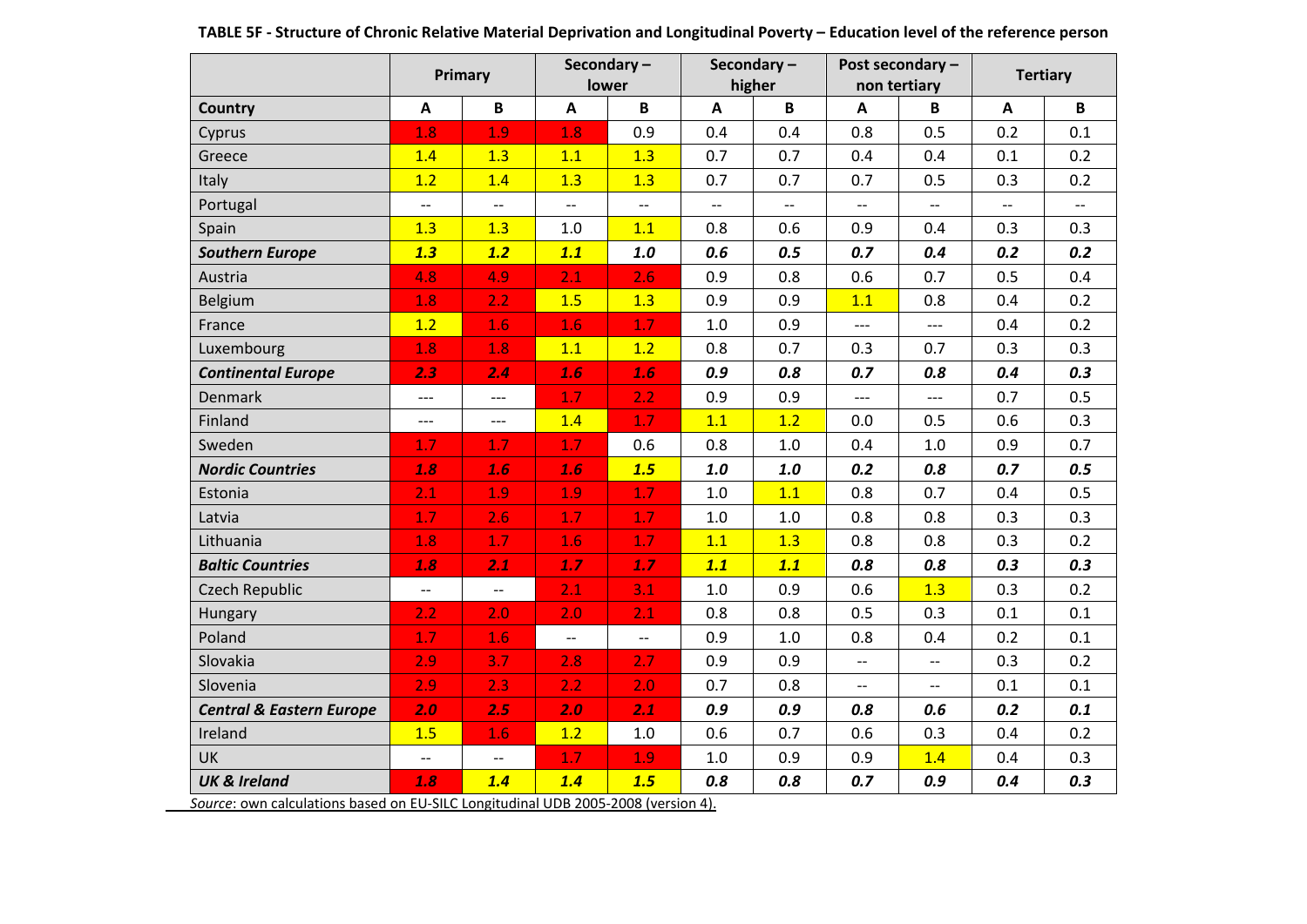**TABLE 5F - Structure of Chronic Relative Material Deprivation and Longitudinal Poverty – Education level of the reference person**

| | Primary | | Secondary – lower | | Secondary – higher | | Post secondary – non tertiary | | Tertiary | |
|---|---|---|---|---|---|---|---|---|---|---|
| **Country** | **A** | **B** | **A** | **B** | **A** | **B** | **A** | **B** | **A** | **B** |
| Cyprus | 1.8 | 1.9 | 1.8 | 0.9 | 0.4 | 0.4 | 0.8 | 0.5 | 0.2 | 0.1 |
| Greece | 1.4 | 1.3 | 1.1 | 1.3 | 0.7 | 0.7 | 0.4 | 0.4 | 0.1 | 0.2 |
| Italy | 1.2 | 1.4 | 1.3 | 1.3 | 0.7 | 0.7 | 0.7 | 0.5 | 0.3 | 0.2 |
| Portugal | -- | -- | -- | -- | -- | -- | -- | -- | -- | -- |
| Spain | 1.3 | 1.3 | 1.0 | 1.1 | 0.8 | 0.6 | 0.9 | 0.4 | 0.3 | 0.3 |
| ***Southern Europe*** | ***1.3*** | ***1.2*** | ***1.1*** | ***1.0*** | ***0.6*** | ***0.5*** | ***0.7*** | ***0.4*** | ***0.2*** | ***0.2*** |
| Austria | 4.8 | 4.9 | 2.1 | 2.6 | 0.9 | 0.8 | 0.6 | 0.7 | 0.5 | 0.4 |
| Belgium | 1.8 | 2.2 | 1.5 | 1.3 | 0.9 | 0.9 | 1.1 | 0.8 | 0.4 | 0.2 |
| France | 1.2 | 1.6 | 1.6 | 1.7 | 1.0 | 0.9 | --- | --- | 0.4 | 0.2 |
| Luxembourg | 1.8 | 1.8 | 1.1 | 1.2 | 0.8 | 0.7 | 0.3 | 0.7 | 0.3 | 0.3 |
| ***Continental Europe*** | ***2.3*** | ***2.4*** | ***1.6*** | ***1.6*** | ***0.9*** | ***0.8*** | ***0.7*** | ***0.8*** | ***0.4*** | ***0.3*** |
| Denmark | --- | --- | 1.7 | 2.2 | 0.9 | 0.9 | --- | --- | 0.7 | 0.5 |
| Finland | --- | --- | 1.4 | 1.7 | 1.1 | 1.2 | 0.0 | 0.5 | 0.6 | 0.3 |
| Sweden | 1.7 | 1.7 | 1.7 | 0.6 | 0.8 | 1.0 | 0.4 | 1.0 | 0.9 | 0.7 |
| ***Nordic Countries*** | ***1.8*** | ***1.6*** | ***1.6*** | ***1.5*** | ***1.0*** | ***1.0*** | ***0.2*** | ***0.8*** | ***0.7*** | ***0.5*** |
| Estonia | 2.1 | 1.9 | 1.9 | 1.7 | 1.0 | 1.1 | 0.8 | 0.7 | 0.4 | 0.5 |
| Latvia | 1.7 | 2.6 | 1.7 | 1.7 | 1.0 | 1.0 | 0.8 | 0.8 | 0.3 | 0.3 |
| Lithuania | 1.8 | 1.7 | 1.6 | 1.7 | 1.1 | 1.3 | 0.8 | 0.8 | 0.3 | 0.2 |
| ***Baltic Countries*** | ***1.8*** | ***2.1*** | ***1.7*** | ***1.7*** | ***1.1*** | ***1.1*** | ***0.8*** | ***0.8*** | ***0.3*** | ***0.3*** |
| Czech Republic | -- | -- | 2.1 | 3.1 | 1.0 | 0.9 | 0.6 | 1.3 | 0.3 | 0.2 |
| Hungary | 2.2 | 2.0 | 2.0 | 2.1 | 0.8 | 0.8 | 0.5 | 0.3 | 0.1 | 0.1 |
| Poland | 1.7 | 1.6 | -- | -- | 0.9 | 1.0 | 0.8 | 0.4 | 0.2 | 0.1 |
| Slovakia | 2.9 | 3.7 | 2.8 | 2.7 | 0.9 | 0.9 | -- | -- | 0.3 | 0.2 |
| Slovenia | 2.9 | 2.3 | 2.2 | 2.0 | 0.7 | 0.8 | -- | -- | 0.1 | 0.1 |
| ***Central & Eastern Europe*** | ***2.0*** | ***2.5*** | ***2.0*** | ***2.1*** | ***0.9*** | ***0.9*** | ***0.8*** | ***0.6*** | ***0.2*** | ***0.1*** |
| Ireland | 1.5 | 1.6 | 1.2 | 1.0 | 0.6 | 0.7 | 0.6 | 0.3 | 0.4 | 0.2 |
| UK | -- | -- | 1.7 | 1.9 | 1.0 | 0.9 | 0.9 | 1.4 | 0.4 | 0.3 |
| ***UK & Ireland*** | ***1.8*** | ***1.4*** | ***1.4*** | ***1.5*** | ***0.8*** | ***0.8*** | ***0.7*** | ***0.9*** | ***0.4*** | ***0.3*** |

*Source*: own calculations based on EU-SILC Longitudinal UDB 2005-2008 (version 4).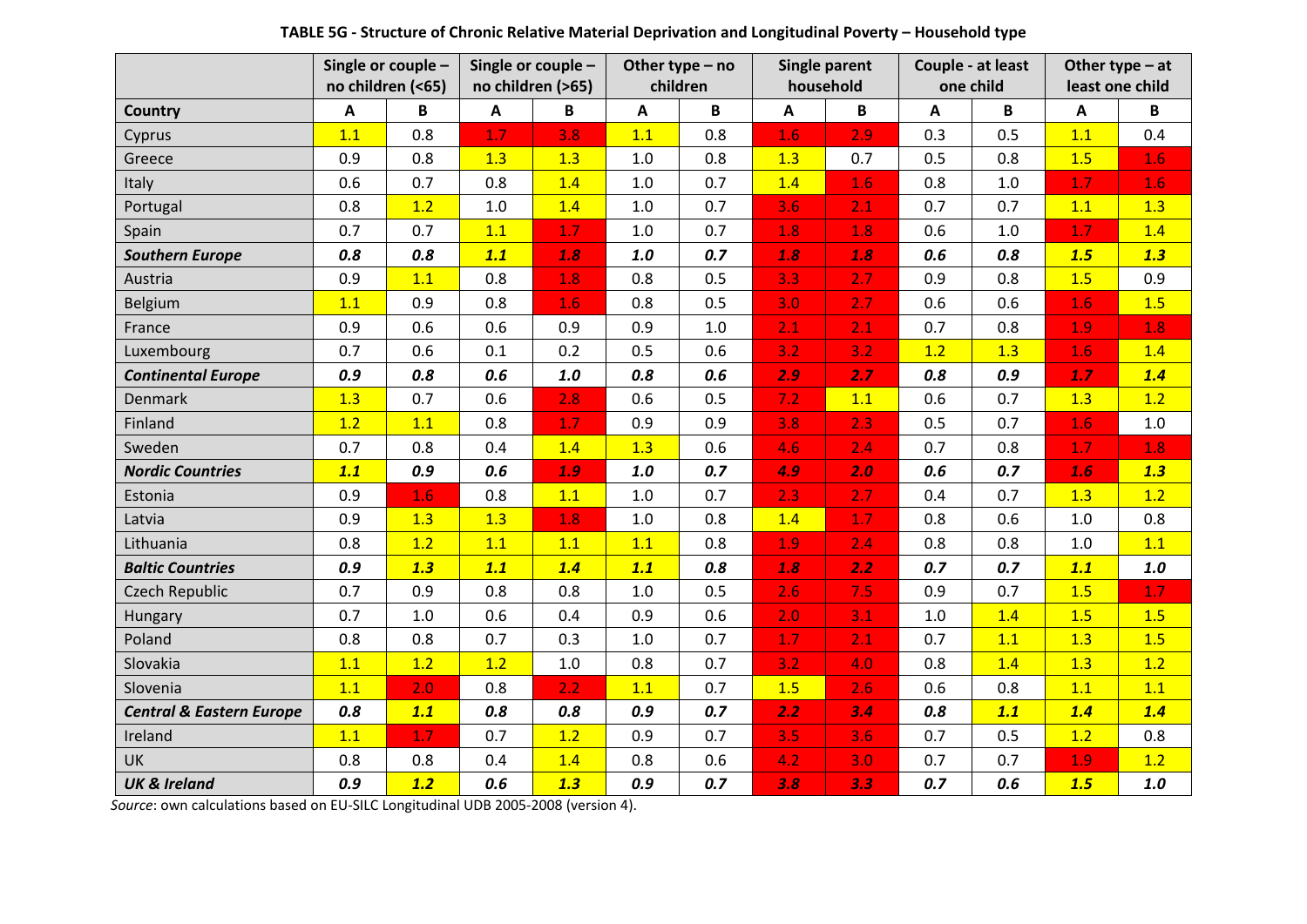**TABLE 5G - Structure of Chronic Relative Material Deprivation and Longitudinal Poverty – Household type**

| | Single or couple – no children (<65) | | Single or couple – no children (>65) | | Other type – no children | | Single parent household | | Couple - at least one child | | Other type – at least one child | |
|---|---|---|---|---|---|---|---|---|---|---|---|---|
| **Country** | **A** | **B** | **A** | **B** | **A** | **B** | **A** | **B** | **A** | **B** | **A** | **B** |
| Cyprus | 1.1 | 0.8 | 1.7 | 3.8 | 1.1 | 0.8 | 1.6 | 2.9 | 0.3 | 0.5 | 1.1 | 0.4 |
| Greece | 0.9 | 0.8 | 1.3 | 1.3 | 1.0 | 0.8 | 1.3 | 0.7 | 0.5 | 0.8 | 1.5 | 1.6 |
| Italy | 0.6 | 0.7 | 0.8 | 1.4 | 1.0 | 0.7 | 1.4 | 1.6 | 0.8 | 1.0 | 1.7 | 1.6 |
| Portugal | 0.8 | 1.2 | 1.0 | 1.4 | 1.0 | 0.7 | 3.6 | 2.1 | 0.7 | 0.7 | 1.1 | 1.3 |
| Spain | 0.7 | 0.7 | 1.1 | 1.7 | 1.0 | 0.7 | 1.8 | 1.8 | 0.6 | 1.0 | 1.7 | 1.4 |
| ***Southern Europe*** | ***0.8*** | ***0.8*** | ***1.1*** | ***1.8*** | ***1.0*** | ***0.7*** | ***1.8*** | ***1.8*** | ***0.6*** | ***0.8*** | ***1.5*** | ***1.3*** |
| Austria | 0.9 | 1.1 | 0.8 | 1.8 | 0.8 | 0.5 | 3.3 | 2.7 | 0.9 | 0.8 | 1.5 | 0.9 |
| Belgium | 1.1 | 0.9 | 0.8 | 1.6 | 0.8 | 0.5 | 3.0 | 2.7 | 0.6 | 0.6 | 1.6 | 1.5 |
| France | 0.9 | 0.6 | 0.6 | 0.9 | 0.9 | 1.0 | 2.1 | 2.1 | 0.7 | 0.8 | 1.9 | 1.8 |
| Luxembourg | 0.7 | 0.6 | 0.1 | 0.2 | 0.5 | 0.6 | 3.2 | 3.2 | 1.2 | 1.3 | 1.6 | 1.4 |
| ***Continental Europe*** | ***0.9*** | ***0.8*** | ***0.6*** | ***1.0*** | ***0.8*** | ***0.6*** | ***2.9*** | ***2.7*** | ***0.8*** | ***0.9*** | ***1.7*** | ***1.4*** |
| Denmark | 1.3 | 0.7 | 0.6 | 2.8 | 0.6 | 0.5 | 7.2 | 1.1 | 0.6 | 0.7 | 1.3 | 1.2 |
| Finland | 1.2 | 1.1 | 0.8 | 1.7 | 0.9 | 0.9 | 3.8 | 2.3 | 0.5 | 0.7 | 1.6 | 1.0 |
| Sweden | 0.7 | 0.8 | 0.4 | 1.4 | 1.3 | 0.6 | 4.6 | 2.4 | 0.7 | 0.8 | 1.7 | 1.8 |
| ***Nordic Countries*** | ***1.1*** | ***0.9*** | ***0.6*** | ***1.9*** | ***1.0*** | ***0.7*** | ***4.9*** | ***2.0*** | ***0.6*** | ***0.7*** | ***1.6*** | ***1.3*** |
| Estonia | 0.9 | 1.6 | 0.8 | 1.1 | 1.0 | 0.7 | 2.3 | 2.7 | 0.4 | 0.7 | 1.3 | 1.2 |
| Latvia | 0.9 | 1.3 | 1.3 | 1.8 | 1.0 | 0.8 | 1.4 | 1.7 | 0.8 | 0.6 | 1.0 | 0.8 |
| Lithuania | 0.8 | 1.2 | 1.1 | 1.1 | 1.1 | 0.8 | 1.9 | 2.4 | 0.8 | 0.8 | 1.0 | 1.1 |
| ***Baltic Countries*** | ***0.9*** | ***1.3*** | ***1.1*** | ***1.4*** | ***1.1*** | ***0.8*** | ***1.8*** | ***2.2*** | ***0.7*** | ***0.7*** | ***1.1*** | ***1.0*** |
| Czech Republic | 0.7 | 0.9 | 0.8 | 0.8 | 1.0 | 0.5 | 2.6 | 7.5 | 0.9 | 0.7 | 1.5 | 1.7 |
| Hungary | 0.7 | 1.0 | 0.6 | 0.4 | 0.9 | 0.6 | 2.0 | 3.1 | 1.0 | 1.4 | 1.5 | 1.5 |
| Poland | 0.8 | 0.8 | 0.7 | 0.3 | 1.0 | 0.7 | 1.7 | 2.1 | 0.7 | 1.1 | 1.3 | 1.5 |
| Slovakia | 1.1 | 1.2 | 1.2 | 1.0 | 0.8 | 0.7 | 3.2 | 4.0 | 0.8 | 1.4 | 1.3 | 1.2 |
| Slovenia | 1.1 | 2.0 | 0.8 | 2.2 | 1.1 | 0.7 | 1.5 | 2.6 | 0.6 | 0.8 | 1.1 | 1.1 |
| ***Central & Eastern Europe*** | ***0.8*** | ***1.1*** | ***0.8*** | ***0.8*** | ***0.9*** | ***0.7*** | ***2.2*** | ***3.4*** | ***0.8*** | ***1.1*** | ***1.4*** | ***1.4*** |
| Ireland | 1.1 | 1.7 | 0.7 | 1.2 | 0.9 | 0.7 | 3.5 | 3.6 | 0.7 | 0.5 | 1.2 | 0.8 |
| UK | 0.8 | 0.8 | 0.4 | 1.4 | 0.8 | 0.6 | 4.2 | 3.0 | 0.7 | 0.7 | 1.9 | 1.2 |
| ***UK & Ireland*** | ***0.9*** | ***1.2*** | ***0.6*** | ***1.3*** | ***0.9*** | ***0.7*** | ***3.8*** | ***3.3*** | ***0.7*** | ***0.6*** | ***1.5*** | ***1.0*** |

*Source*: own calculations based on EU-SILC Longitudinal UDB 2005-2008 (version 4).